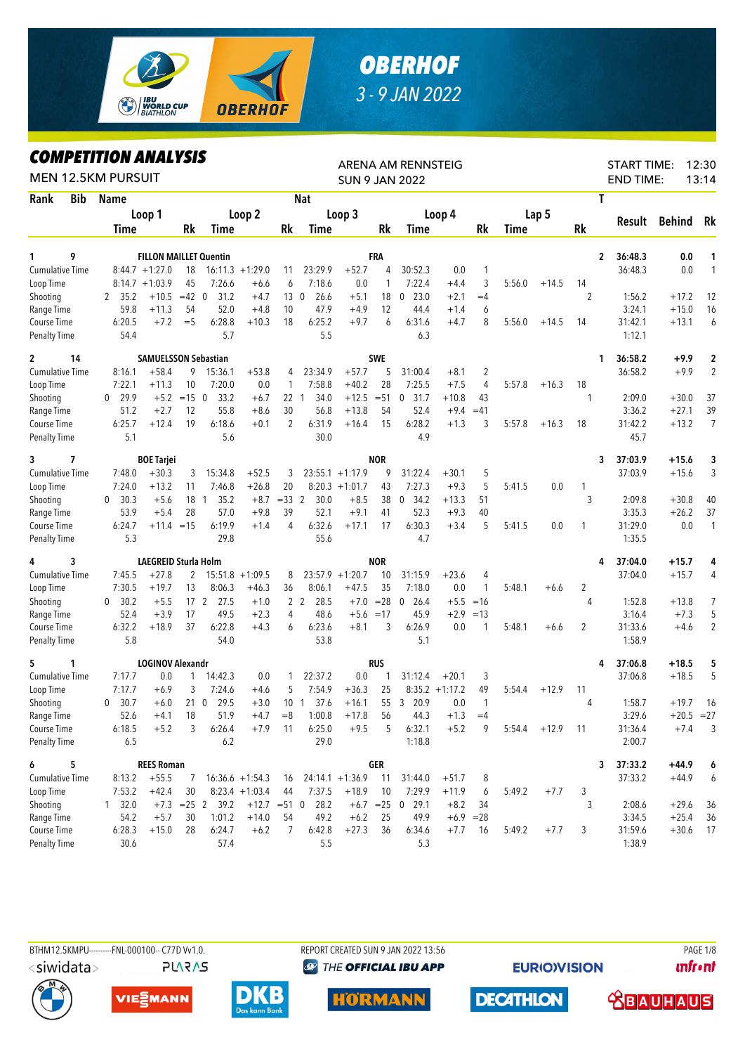# OBERHOF

3 - 9 JAN 2022

## COMPETITION ANALYSIS

MEN 12.5KM PURSUIT

ARENA AM RENNSTEIG
SUN 9 JAN 2022

START TIME: 12:30
END TIME: 13:14

| Rank | Bib | Name | Loop 1 Time | | Rk | Loop 2 Time | | Rk | Nat Loop 3 Time | | Rk | Loop 4 Time | | Rk | Lap 5 Time | | Rk | T | Result | Behind | Rk |
|---|---|---|---|---|---|---|---|---|---|---|---|---|---|---|---|---|---|---|---|---|---|
| 1 | 9 | FILLON MAILLET Quentin | | | | | | | FRA | | | | | | | | | 2 | 36:48.3 | 0.0 | 1 |
| | | Cumulative Time | 8:44.7 | +1:27.0 | 18 | 16:11.3 | +1:29.0 | 11 | 23:29.9 | +52.7 | 4 | 30:52.3 | 0.0 | 1 | | | | | 36:48.3 | 0.0 | 1 |
| | | Loop Time | 8:14.7 | +1:03.9 | 45 | 7:26.6 | +6.6 | 6 | 7:18.6 | 0.0 | 1 | 7:22.4 | +4.4 | 3 | 5:56.0 | +14.5 | 14 | | | | |
| | | Shooting | 2 35.2 | +10.5 | =42 | 0 31.2 | +4.7 | 13 | 0 26.6 | +5.1 | 18 | 0 23.0 | +2.1 | =4 | | | | 2 | 1:56.2 | +17.2 | 12 |
| | | Range Time | 59.8 | +11.3 | 54 | 52.0 | +4.8 | 10 | 47.9 | +4.9 | 12 | 44.4 | +1.4 | 6 | | | | | 3:24.1 | +15.0 | 16 |
| | | Course Time | 6:20.5 | +7.2 | =5 | 6:28.8 | +10.3 | 18 | 6:25.2 | +9.7 | 6 | 6:31.6 | +4.7 | 8 | 5:56.0 | +14.5 | 14 | | 31:42.1 | +13.1 | 6 |
| | | Penalty Time | 54.4 | | | 5.7 | | | 5.5 | | | 6.3 | | | | | | | 1:12.1 | | |
| 2 | 14 | SAMUELSSON Sebastian | | | | | | | SWE | | | | | | | | | 1 | 36:58.2 | +9.9 | 2 |
| | | Cumulative Time | 8:16.1 | +58.4 | 9 | 15:36.1 | +53.8 | 4 | 23:34.9 | +57.7 | 5 | 31:00.4 | +8.1 | 2 | | | | | 36:58.2 | +9.9 | 2 |
| | | Loop Time | 7:22.1 | +11.3 | 10 | 7:20.0 | 0.0 | 1 | 7:58.8 | +40.2 | 28 | 7:25.5 | +7.5 | 4 | 5:57.8 | +16.3 | 18 | | | | |
| | | Shooting | 0 29.9 | +5.2 | =15 | 0 33.2 | +6.7 | 22 | 1 34.0 | +12.5 | =51 | 0 31.7 | +10.8 | 43 | | | | 1 | 2:09.0 | +30.0 | 37 |
| | | Range Time | 51.2 | +2.7 | 12 | 55.8 | +8.6 | 30 | 56.8 | +13.8 | 54 | 52.4 | +9.4 | =41 | | | | | 3:36.2 | +27.1 | 39 |
| | | Course Time | 6:25.7 | +12.4 | 19 | 6:18.6 | +0.1 | 2 | 6:31.9 | +16.4 | 15 | 6:28.2 | +1.3 | 3 | 5:57.8 | +16.3 | 18 | | 31:42.2 | +13.2 | 7 |
| | | Penalty Time | 5.1 | | | 5.6 | | | 30.0 | | | 4.9 | | | | | | | 45.7 | | |
| 3 | 7 | BOE Tarjei | | | | | | | NOR | | | | | | | | | 3 | 37:03.9 | +15.6 | 3 |
| | | Cumulative Time | 7:48.0 | +30.3 | 3 | 15:34.8 | +52.5 | 3 | 23:55.1 | +1:17.9 | 9 | 31:22.4 | +30.1 | 5 | | | | | 37:03.9 | +15.6 | 3 |
| | | Loop Time | 7:24.0 | +13.2 | 11 | 7:46.8 | +26.8 | 20 | 8:20.3 | +1:01.7 | 43 | 7:27.3 | +9.3 | 5 | 5:41.5 | 0.0 | 1 | | | | |
| | | Shooting | 0 30.3 | +5.6 | 18 | 1 35.2 | +8.7 | =33 | 2 30.0 | +8.5 | 38 | 0 34.2 | +13.3 | 51 | | | | 3 | 2:09.8 | +30.8 | 40 |
| | | Range Time | 53.9 | +5.4 | 28 | 57.0 | +9.8 | 39 | 52.1 | +9.1 | 41 | 52.3 | +9.3 | 40 | | | | | 3:35.3 | +26.2 | 37 |
| | | Course Time | 6:24.7 | +11.4 | =15 | 6:19.9 | +1.4 | 4 | 6:32.6 | +17.1 | 17 | 6:30.3 | +3.4 | 5 | 5:41.5 | 0.0 | 1 | | 31:29.0 | 0.0 | 1 |
| | | Penalty Time | 5.3 | | | 29.8 | | | 55.6 | | | 4.7 | | | | | | | 1:35.5 | | |
| 4 | 3 | LAEGREID Sturla Holm | | | | | | | NOR | | | | | | | | | 4 | 37:04.0 | +15.7 | 4 |
| | | Cumulative Time | 7:45.5 | +27.8 | 2 | 15:51.8 | +1:09.5 | 8 | 23:57.9 | +1:20.7 | 10 | 31:15.9 | +23.6 | 4 | | | | | 37:04.0 | +15.7 | 4 |
| | | Loop Time | 7:30.5 | +19.7 | 13 | 8:06.3 | +46.3 | 36 | 8:06.1 | +47.5 | 35 | 7:18.0 | 0.0 | 1 | 5:48.1 | +6.6 | 2 | | | | |
| | | Shooting | 0 30.2 | +5.5 | 17 | 2 27.5 | +1.0 | 2 | 2 28.5 | +7.0 | =28 | 0 26.4 | +5.5 | =16 | | | | 4 | 1:52.8 | +13.8 | 7 |
| | | Range Time | 52.4 | +3.9 | 17 | 49.5 | +2.3 | 4 | 48.6 | +5.6 | =17 | 45.9 | +2.9 | =13 | | | | | 3:16.4 | +7.3 | 5 |
| | | Course Time | 6:32.2 | +18.9 | 37 | 6:22.8 | +4.3 | 6 | 6:23.6 | +8.1 | 3 | 6:26.9 | 0.0 | 1 | 5:48.1 | +6.6 | 2 | | 31:33.6 | +4.6 | 2 |
| | | Penalty Time | 5.8 | | | 54.0 | | | 53.8 | | | 5.1 | | | | | | | 1:58.9 | | |
| 5 | 1 | LOGINOV Alexandr | | | | | | | RUS | | | | | | | | | 4 | 37:06.8 | +18.5 | 5 |
| | | Cumulative Time | 7:17.7 | 0.0 | 1 | 14:42.3 | 0.0 | 1 | 22:37.2 | 0.0 | 1 | 31:12.4 | +20.1 | 3 | | | | | 37:06.8 | +18.5 | 5 |
| | | Loop Time | 7:17.7 | +6.9 | 3 | 7:24.6 | +4.6 | 5 | 7:54.9 | +36.3 | 25 | 8:35.2 | +1:17.2 | 49 | 5:54.4 | +12.9 | 11 | | | | |
| | | Shooting | 0 30.7 | +6.0 | 21 | 0 29.5 | +3.0 | 10 | 1 37.6 | +16.1 | 55 | 3 20.9 | 0.0 | 1 | | | | 4 | 1:58.7 | +19.7 | 16 |
| | | Range Time | 52.6 | +4.1 | 18 | 51.9 | +4.7 | =8 | 1:00.8 | +17.8 | 56 | 44.3 | +1.3 | =4 | | | | | 3:29.6 | +20.5 | =27 |
| | | Course Time | 6:18.5 | +5.2 | 3 | 6:26.4 | +7.9 | 11 | 6:25.0 | +9.5 | 5 | 6:32.1 | +5.2 | 9 | 5:54.4 | +12.9 | 11 | | 31:36.4 | +7.4 | 3 |
| | | Penalty Time | 6.5 | | | 6.2 | | | 29.0 | | | 1:18.8 | | | | | | | 2:00.7 | | |
| 6 | 5 | REES Roman | | | | | | | GER | | | | | | | | | 3 | 37:33.2 | +44.9 | 6 |
| | | Cumulative Time | 8:13.2 | +55.5 | 7 | 16:36.6 | +1:54.3 | 16 | 24:14.1 | +1:36.9 | 11 | 31:44.0 | +51.7 | 8 | | | | | 37:33.2 | +44.9 | 6 |
| | | Loop Time | 7:53.2 | +42.4 | 30 | 8:23.4 | +1:03.4 | 44 | 7:37.5 | +18.9 | 10 | 7:29.9 | +11.9 | 6 | 5:49.2 | +7.7 | 3 | | | | |
| | | Shooting | 1 32.0 | +7.3 | =25 | 2 39.2 | +12.7 | =51 | 0 28.2 | +6.7 | =25 | 0 29.1 | +8.2 | 34 | | | | 3 | 2:08.6 | +29.6 | 36 |
| | | Range Time | 54.2 | +5.7 | 30 | 1:01.2 | +14.0 | 54 | 49.2 | +6.2 | 25 | 49.9 | +6.9 | =28 | | | | | 3:34.5 | +25.4 | 36 |
| | | Course Time | 6:28.3 | +15.0 | 28 | 6:24.7 | +6.2 | 7 | 6:42.8 | +27.3 | 36 | 6:34.6 | +7.7 | 16 | 5:49.2 | +7.7 | 3 | | 31:59.6 | +30.6 | 17 |
| | | Penalty Time | 30.6 | | | 57.4 | | | 5.5 | | | 5.3 | | | | | | | 1:38.9 | | |

BTHM12.5KMPU---------FNL-000100-- C77D Vv1.0. REPORT CREATED SUN 9 JAN 2022 13:56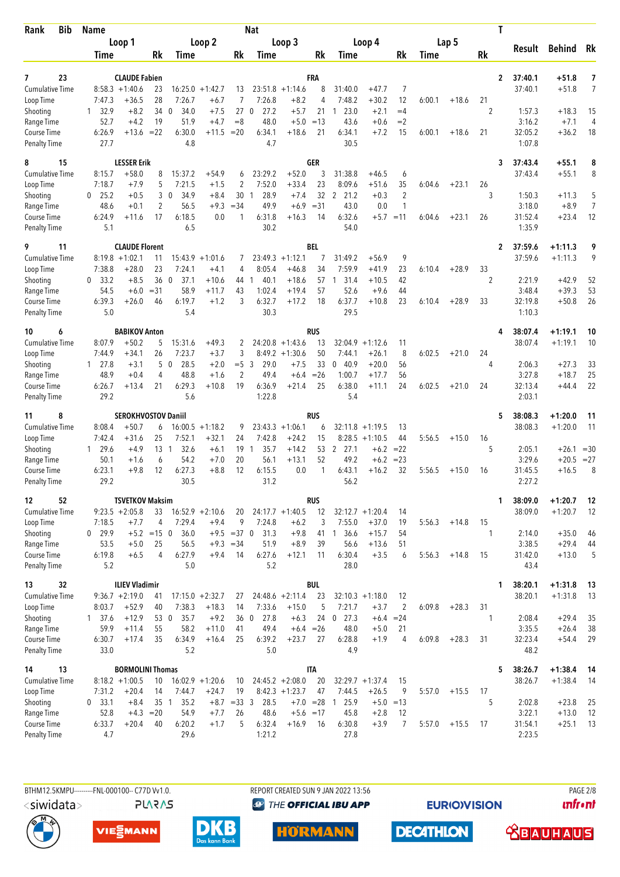| Rank | Bib | Name | | | | | | Nat | | | | | | | | T | Result | Behind | Rk |
|---|---|---|---|---|---|---|---|---|---|---|---|---|---|---|---|---|---|---|---|
| | | Loop 1 | | Loop 2 | | | Loop 3 | | | Loop 4 | | | Lap 5 | | | | | | |
| | | Time | Rk | Time | | Rk | Time | | Rk | Time | | Rk | Time | | Rk | | | | |
| 7 | 23 | CLAUDE Fabien | | | | | | FRA | | | | | | | | 2 | 37:40.1 | +51.8 | 7 |
| Cumulative Time | | 8:58.3 +1:40.6 | 23 | 16:25.0 | +1:42.7 | 13 | 23:51.8 | +1:14.6 | 8 | 31:40.0 | +47.7 | 7 | | | | | 37:40.1 | +51.8 | 7 |
| Loop Time | | 7:47.3 +36.5 | 28 | 7:26.7 | +6.7 | 7 | 7:26.8 | +8.2 | 4 | 7:48.2 | +30.2 | 12 | 6:00.1 | +18.6 | 21 | | | | |
| Shooting | | 1 32.9 +8.2 | 34 | 0 34.0 | +7.5 | 27 | 0 27.2 | +5.7 | 21 | 1 23.0 | +2.1 | =4 | | | | 2 | 1:57.3 | +18.3 | 15 |
| Range Time | | 52.7 +4.2 | 19 | 51.9 | +4.7 | =8 | 48.0 | +5.0 | =13 | 43.6 | +0.6 | =2 | | | | | 3:16.2 | +7.1 | 4 |
| Course Time | | 6:26.9 +13.6 | =22 | 6:30.0 | +11.5 | =20 | 6:34.1 | +18.6 | 21 | 6:34.1 | +7.2 | 15 | 6:00.1 | +18.6 | 21 | | 32:05.2 | +36.2 | 18 |
| Penalty Time | | 27.7 | | 4.8 | | | 4.7 | | | 30.5 | | | | | | | 1:07.8 | | |
| 8 | 15 | LESSER Erik | | | | | | GER | | | | | | | | 3 | 37:43.4 | +55.1 | 8 |
| Cumulative Time | | 8:15.7 +58.0 | 8 | 15:37.2 | +54.9 | 6 | 23:29.2 | +52.0 | 3 | 31:38.8 | +46.5 | 6 | | | | | 37:43.4 | +55.1 | 8 |
| Loop Time | | 7:18.7 +7.9 | 5 | 7:21.5 | +1.5 | 2 | 7:52.0 | +33.4 | 23 | 8:09.6 | +51.6 | 35 | 6:04.6 | +23.1 | 26 | | | | |
| Shooting | | 0 25.2 +0.5 | 3 | 0 34.9 | +8.4 | 30 | 1 28.9 | +7.4 | 32 | 2 21.2 | +0.3 | 2 | | | | 3 | 1:50.3 | +11.3 | 5 |
| Range Time | | 48.6 +0.1 | 2 | 56.5 | +9.3 | =34 | 49.9 | +6.9 | =31 | 43.0 | 0.0 | 1 | | | | | 3:18.0 | +8.9 | 7 |
| Course Time | | 6:24.9 +11.6 | 17 | 6:18.5 | 0.0 | 1 | 6:31.8 | +16.3 | 14 | 6:32.6 | +5.7 | =11 | 6:04.6 | +23.1 | 26 | | 31:52.4 | +23.4 | 12 |
| Penalty Time | | 5.1 | | 6.5 | | | 30.2 | | | 54.0 | | | | | | | 1:35.9 | | |
| 9 | 11 | CLAUDE Florent | | | | | | BEL | | | | | | | | 2 | 37:59.6 | +1:11.3 | 9 |
| Cumulative Time | | 8:19.8 +1:02.1 | 11 | 15:43.9 | +1:01.6 | 7 | 23:49.3 | +1:12.1 | 7 | 31:49.2 | +56.9 | 9 | | | | | 37:59.6 | +1:11.3 | 9 |
| Loop Time | | 7:38.8 +28.0 | 23 | 7:24.1 | +4.1 | 4 | 8:05.4 | +46.8 | 34 | 7:59.9 | +41.9 | 23 | 6:10.4 | +28.9 | 33 | | | | |
| Shooting | | 0 33.2 +8.5 | 36 | 0 37.1 | +10.6 | 44 | 1 40.1 | +18.6 | 57 | 1 31.4 | +10.5 | 42 | | | | 2 | 2:21.9 | +42.9 | 52 |
| Range Time | | 54.5 +6.0 | =31 | 58.9 | +11.7 | 43 | 1:02.4 | +19.4 | 57 | 52.6 | +9.6 | 44 | | | | | 3:48.4 | +39.3 | 53 |
| Course Time | | 6:39.3 +26.0 | 46 | 6:19.7 | +1.2 | 3 | 6:32.7 | +17.2 | 18 | 6:37.7 | +10.8 | 23 | 6:10.4 | +28.9 | 33 | | 32:19.8 | +50.8 | 26 |
| Penalty Time | | 5.0 | | 5.4 | | | 30.3 | | | 29.5 | | | | | | | 1:10.3 | | |
| 10 | 6 | BABIKOV Anton | | | | | | RUS | | | | | | | | 4 | 38:07.4 | +1:19.1 | 10 |
| Cumulative Time | | 8:07.9 +50.2 | 5 | 15:31.6 | +49.3 | 2 | 24:20.8 | +1:43.6 | 13 | 32:04.9 | +1:12.6 | 11 | | | | | 38:07.4 | +1:19.1 | 10 |
| Loop Time | | 7:44.9 +34.1 | 26 | 7:23.7 | +3.7 | 3 | 8:49.2 | +1:30.6 | 50 | 7:44.1 | +26.1 | 8 | 6:02.5 | +21.0 | 24 | | | | |
| Shooting | | 1 27.8 +3.1 | 5 | 0 28.5 | +2.0 | =5 | 3 29.0 | +7.5 | 33 | 0 40.9 | +20.0 | 56 | | | | 4 | 2:06.3 | +27.3 | 33 |
| Range Time | | 48.9 +0.4 | 4 | 48.8 | +1.6 | 2 | 49.4 | +6.4 | =26 | 1:00.7 | +17.7 | 56 | | | | | 3:27.8 | +18.7 | 25 |
| Course Time | | 6:26.7 +13.4 | 21 | 6:29.3 | +10.8 | 19 | 6:36.9 | +21.4 | 25 | 6:38.0 | +11.1 | 24 | 6:02.5 | +21.0 | 24 | | 32:13.4 | +44.4 | 22 |
| Penalty Time | | 29.2 | | 5.6 | | | 1:22.8 | | | 5.4 | | | | | | | 2:03.1 | | |
| 11 | 8 | SEROKHVOSTOV Daniil | | | | | | RUS | | | | | | | | 5 | 38:08.3 | +1:20.0 | 11 |
| Cumulative Time | | 8:08.4 +50.7 | 6 | 16:00.5 | +1:18.2 | 9 | 23:43.3 | +1:06.1 | 6 | 32:11.8 | +1:19.5 | 13 | | | | | 38:08.3 | +1:20.0 | 11 |
| Loop Time | | 7:42.4 +31.6 | 25 | 7:52.1 | +32.1 | 24 | 7:42.8 | +24.2 | 15 | 8:28.5 | +1:10.5 | 44 | 5:56.5 | +15.0 | 16 | | | | |
| Shooting | | 1 29.6 +4.9 | 13 | 1 32.6 | +6.1 | 19 | 1 35.7 | +14.2 | 53 | 2 27.1 | +6.2 | =22 | | | | 5 | 2:05.1 | +26.1 | =30 |
| Range Time | | 50.1 +1.6 | 6 | 54.2 | +7.0 | 20 | 56.1 | +13.1 | 52 | 49.2 | +6.2 | =23 | | | | | 3:29.6 | +20.5 | =27 |
| Course Time | | 6:23.1 +9.8 | 12 | 6:27.3 | +8.8 | 12 | 6:15.5 | 0.0 | 1 | 6:43.1 | +16.2 | 32 | 5:56.5 | +15.0 | 16 | | 31:45.5 | +16.5 | 8 |
| Penalty Time | | 29.2 | | 30.5 | | | 31.2 | | | 56.2 | | | | | | | 2:27.2 | | |
| 12 | 52 | TSVETKOV Maksim | | | | | | RUS | | | | | | | | 1 | 38:09.0 | +1:20.7 | 12 |
| Cumulative Time | | 9:23.5 +2:05.8 | 33 | 16:52.9 | +2:10.6 | 20 | 24:17.7 | +1:40.5 | 12 | 32:12.7 | +1:20.4 | 14 | | | | | 38:09.0 | +1:20.7 | 12 |
| Loop Time | | 7:18.5 +7.7 | 4 | 7:29.4 | +9.4 | 9 | 7:24.8 | +6.2 | 3 | 7:55.0 | +37.0 | 19 | 5:56.3 | +14.8 | 15 | | | | |
| Shooting | | 0 29.9 +5.2 | =15 | 0 36.0 | +9.5 | =37 | 0 31.3 | +9.8 | 41 | 1 36.6 | +15.7 | 54 | | | | 1 | 2:14.0 | +35.0 | 46 |
| Range Time | | 53.5 +5.0 | 25 | 56.5 | +9.3 | =34 | 51.9 | +8.9 | 39 | 56.6 | +13.6 | 51 | | | | | 3:38.5 | +29.4 | 44 |
| Course Time | | 6:19.8 +6.5 | 4 | 6:27.9 | +9.4 | 14 | 6:27.6 | +12.1 | 11 | 6:30.4 | +3.5 | 6 | 5:56.3 | +14.8 | 15 | | 31:42.0 | +13.0 | 5 |
| Penalty Time | | 5.2 | | 5.0 | | | 5.2 | | | 28.0 | | | | | | | 43.4 | | |
| 13 | 32 | ILIEV Vladimir | | | | | | BUL | | | | | | | | 1 | 38:20.1 | +1:31.8 | 13 |
| Cumulative Time | | 9:36.7 +2:19.0 | 41 | 17:15.0 | +2:32.7 | 27 | 24:48.6 | +2:11.4 | 23 | 32:10.3 | +1:18.0 | 12 | | | | | 38:20.1 | +1:31.8 | 13 |
| Loop Time | | 8:03.7 +52.9 | 40 | 7:38.3 | +18.3 | 14 | 7:33.6 | +15.0 | 5 | 7:21.7 | +3.7 | 2 | 6:09.8 | +28.3 | 31 | | | | |
| Shooting | | 1 37.6 +12.9 | 53 | 0 35.7 | +9.2 | 36 | 0 27.8 | +6.3 | 24 | 0 27.3 | +6.4 | =24 | | | | 1 | 2:08.4 | +29.4 | 35 |
| Range Time | | 59.9 +11.4 | 55 | 58.2 | +11.0 | 41 | 49.4 | +6.4 | =26 | 48.0 | +5.0 | 21 | | | | | 3:35.5 | +26.4 | 38 |
| Course Time | | 6:30.7 +17.4 | 35 | 6:34.9 | +16.4 | 25 | 6:39.2 | +23.7 | 27 | 6:28.8 | +1.9 | 4 | 6:09.8 | +28.3 | 31 | | 32:23.4 | +54.4 | 29 |
| Penalty Time | | 33.0 | | 5.2 | | | 5.0 | | | 4.9 | | | | | | | 48.2 | | |
| 14 | 13 | BORMOLINI Thomas | | | | | | ITA | | | | | | | | 5 | 38:26.7 | +1:38.4 | 14 |
| Cumulative Time | | 8:18.2 +1:00.5 | 10 | 16:02.9 | +1:20.6 | 10 | 24:45.2 | +2:08.0 | 20 | 32:29.7 | +1:37.4 | 15 | | | | | 38:26.7 | +1:38.4 | 14 |
| Loop Time | | 7:31.2 +20.4 | 14 | 7:44.7 | +24.7 | 19 | 8:42.3 | +1:23.7 | 47 | 7:44.5 | +26.5 | 9 | 5:57.0 | +15.5 | 17 | | | | |
| Shooting | | 0 33.1 +8.4 | 35 | 1 35.2 | +8.7 | =33 | 3 28.5 | +7.0 | =28 | 1 25.9 | +5.0 | =13 | | | | 5 | 2:02.8 | +23.8 | 25 |
| Range Time | | 52.8 +4.3 | =20 | 54.9 | +7.7 | 26 | 48.6 | +5.6 | =17 | 45.8 | +2.8 | 12 | | | | | 3:22.1 | +13.0 | 12 |
| Course Time | | 6:33.7 +20.4 | 40 | 6:20.2 | +1.7 | 5 | 6:32.4 | +16.9 | 16 | 6:30.8 | +3.9 | 7 | 5:57.0 | +15.5 | 17 | | 31:54.1 | +25.1 | 13 |
| Penalty Time | | 4.7 | | 29.6 | | | 1:21.2 | | | 27.8 | | | | | | | 2:23.5 | | |

BTHM12.5KMPU----------FNL-000100-- C77D Vv1.0. REPORT CREATED SUN 9 JAN 2022 13:56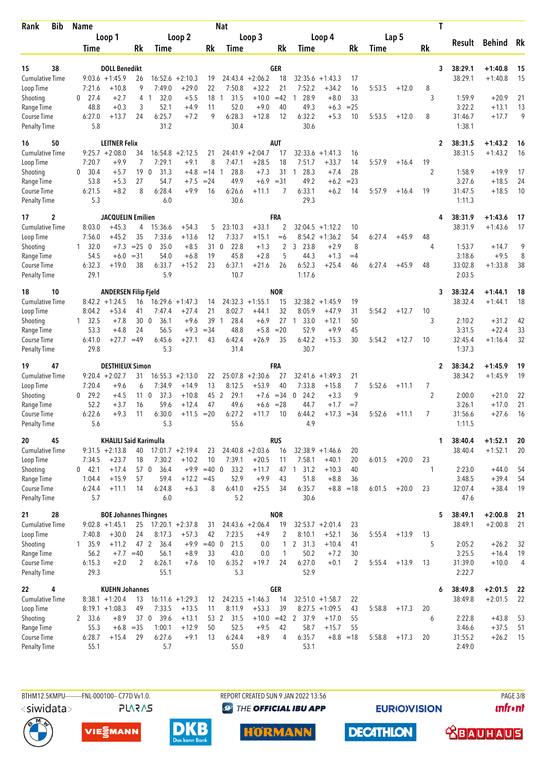| Rank | Bib | Name | | | | | | Nat | | | | | | | | | | T | Result | Behind | Rk |
|---|---|---|---|---|---|---|---|---|---|---|---|---|---|---|---|---|---|---|---|---|---|
| | | Loop 1 | | | Loop 2 | | | Loop 3 | | | Loop 4 | | | Lap 5 | | | | | | | |
| | | Time | | Rk | Time | | Rk | Time | | Rk | Time | | Rk | Time | | Rk | | | | | |
| 15 | 38 | DOLL Benedikt | | | | | | GER | | | | | | | | | | 3 | 38:29.1 | +1:40.8 | 15 |
| Cumulative Time | | 9:03.6 | +1:45.9 | 26 | 16:52.6 | +2:10.3 | 19 | 24:43.4 | +2:06.2 | 18 | 32:35.6 | +1:43.3 | 17 | | | | | | 38:29.1 | +1:40.8 | 15 |
| Loop Time | | 7:21.6 | +10.8 | 9 | 7:49.0 | +29.0 | 22 | 7:50.8 | +32.2 | 21 | 7:52.2 | +34.2 | 16 | 5:53.5 | +12.0 | 8 | | | | | |
| Shooting | | 0 27.4 | +2.7 | 4 | 1 32.0 | +5.5 | 18 | 1 31.5 | +10.0 | =42 | 1 28.9 | +8.0 | 33 | | | | | 3 | 1:59.9 | +20.9 | 21 |
| Range Time | | 48.8 | +0.3 | 3 | 52.1 | +4.9 | 11 | 52.0 | +9.0 | 40 | 49.3 | +6.3 | =25 | | | | | | 3:22.2 | +13.1 | 13 |
| Course Time | | 6:27.0 | +13.7 | 24 | 6:25.7 | +7.2 | 9 | 6:28.3 | +12.8 | 12 | 6:32.2 | +5.3 | 10 | 5:53.5 | +12.0 | 8 | | | 31:46.7 | +17.7 | 9 |
| Penalty Time | | 5.8 | | | 31.2 | | | 30.4 | | | 30.6 | | | | | | | | 1:38.1 | | |
| 16 | 50 | LEITNER Felix | | | | | | AUT | | | | | | | | | | 2 | 38:31.5 | +1:43.2 | 16 |
| Cumulative Time | | 9:25.7 | +2:08.0 | 34 | 16:54.8 | +2:12.5 | 21 | 24:41.9 | +2:04.7 | 17 | 32:33.6 | +1:41.3 | 16 | | | | | | 38:31.5 | +1:43.2 | 16 |
| Loop Time | | 7:20.7 | +9.9 | 7 | 7:29.1 | +9.1 | 8 | 7:47.1 | +28.5 | 18 | 7:51.7 | +33.7 | 14 | 5:57.9 | +16.4 | 19 | | | | | |
| Shooting | | 0 30.4 | +5.7 | 19 | 0 31.3 | +4.8 | =14 | 1 28.8 | +7.3 | 31 | 1 28.3 | +7.4 | 28 | | | | | 2 | 1:58.9 | +19.9 | 17 |
| Range Time | | 53.8 | +5.3 | 27 | 54.7 | +7.5 | =24 | 49.9 | +6.9 | =31 | 49.2 | +6.2 | =23 | | | | | | 3:27.6 | +18.5 | 24 |
| Course Time | | 6:21.5 | +8.2 | 8 | 6:28.4 | +9.9 | 16 | 6:26.6 | +11.1 | 7 | 6:33.1 | +6.2 | 14 | 5:57.9 | +16.4 | 19 | | | 31:47.5 | +18.5 | 10 |
| Penalty Time | | 5.3 | | | 6.0 | | | 30.6 | | | 29.3 | | | | | | | | 1:11.3 | | |
| 17 | 2 | JACQUELIN Emilien | | | | | | FRA | | | | | | | | | | 4 | 38:31.9 | +1:43.6 | 17 |
| Cumulative Time | | 8:03.0 | +45.3 | 4 | 15:36.6 | +54.3 | 5 | 23:10.3 | +33.1 | 2 | 32:04.5 | +1:12.2 | 10 | | | | | | 38:31.9 | +1:43.6 | 17 |
| Loop Time | | 7:56.0 | +45.2 | 35 | 7:33.6 | +13.6 | 12 | 7:33.7 | +15.1 | =6 | 8:54.2 | +1:36.2 | 54 | 6:27.4 | +45.9 | 48 | | | | | |
| Shooting | | 1 32.0 | +7.3 | =25 | 0 35.0 | +8.5 | 31 | 0 22.8 | +1.3 | 2 | 3 23.8 | +2.9 | 8 | | | | | 4 | 1:53.7 | +14.7 | 9 |
| Range Time | | 54.5 | +6.0 | =31 | 54.0 | +6.8 | 19 | 45.8 | +2.8 | 5 | 44.3 | +1.3 | =4 | | | | | | 3:18.6 | +9.5 | 8 |
| Course Time | | 6:32.3 | +19.0 | 38 | 6:33.7 | +15.2 | 23 | 6:37.1 | +21.6 | 26 | 6:52.3 | +25.4 | 46 | 6:27.4 | +45.9 | 48 | | | 33:02.8 | +1:33.8 | 38 |
| Penalty Time | | 29.1 | | | 5.9 | | | 10.7 | | | 1:17.6 | | | | | | | | 2:03.5 | | |
| 18 | 10 | ANDERSEN Filip Fjeld | | | | | | NOR | | | | | | | | | | 3 | 38:32.4 | +1:44.1 | 18 |
| Cumulative Time | | 8:42.2 | +1:24.5 | 16 | 16:29.6 | +1:47.3 | 14 | 24:32.3 | +1:55.1 | 15 | 32:38.2 | +1:45.9 | 19 | | | | | | 38:32.4 | +1:44.1 | 18 |
| Loop Time | | 8:04.2 | +53.4 | 41 | 7:47.4 | +27.4 | 21 | 8:02.7 | +44.1 | 32 | 8:05.9 | +47.9 | 31 | 5:54.2 | +12.7 | 10 | | | | | |
| Shooting | | 1 32.5 | +7.8 | 30 | 0 36.1 | +9.6 | 39 | 1 28.4 | +6.9 | 27 | 1 33.0 | +12.1 | 50 | | | | | 3 | 2:10.2 | +31.2 | 42 |
| Range Time | | 53.3 | +4.8 | 24 | 56.5 | +9.3 | =34 | 48.8 | +5.8 | =20 | 52.9 | +9.9 | 45 | | | | | | 3:31.5 | +22.4 | 33 |
| Course Time | | 6:41.0 | +27.7 | =49 | 6:45.6 | +27.1 | 43 | 6:42.4 | +26.9 | 35 | 6:42.2 | +15.3 | 30 | 5:54.2 | +12.7 | 10 | | | 32:45.4 | +1:16.4 | 32 |
| Penalty Time | | 29.8 | | | 5.3 | | | 31.4 | | | 30.7 | | | | | | | | 1:37.3 | | |
| 19 | 47 | DESTHIEUX Simon | | | | | | FRA | | | | | | | | | | 2 | 38:34.2 | +1:45.9 | 19 |
| Cumulative Time | | 9:20.4 | +2:02.7 | 31 | 16:55.3 | +2:13.0 | 22 | 25:07.8 | +2:30.6 | 27 | 32:41.6 | +1:49.3 | 21 | | | | | | 38:34.2 | +1:45.9 | 19 |
| Loop Time | | 7:20.4 | +9.6 | 6 | 7:34.9 | +14.9 | 13 | 8:12.5 | +53.9 | 40 | 7:33.8 | +15.8 | 7 | 5:52.6 | +11.1 | 7 | | | | | |
| Shooting | | 0 29.2 | +4.5 | 11 | 0 37.3 | +10.8 | 45 | 2 29.1 | +7.6 | =34 | 0 24.2 | +3.3 | 9 | | | | | 2 | 2:00.0 | +21.0 | 22 |
| Range Time | | 52.2 | +3.7 | 16 | 59.6 | +12.4 | 47 | 49.6 | +6.6 | =28 | 44.7 | +1.7 | =7 | | | | | | 3:26.1 | +17.0 | 21 |
| Course Time | | 6:22.6 | +9.3 | 11 | 6:30.0 | +11.5 | =20 | 6:27.2 | +11.7 | 10 | 6:44.2 | +17.3 | =34 | 5:52.6 | +11.1 | 7 | | | 31:56.6 | +27.6 | 16 |
| Penalty Time | | 5.6 | | | 5.3 | | | 55.6 | | | 4.9 | | | | | | | | 1:11.5 | | |
| 20 | 45 | KHALILI Said Karimulla | | | | | | RUS | | | | | | | | | | 1 | 38:40.4 | +1:52.1 | 20 |
| Cumulative Time | | 9:31.5 | +2:13.8 | 40 | 17:01.7 | +2:19.4 | 23 | 24:40.8 | +2:03.6 | 16 | 32:38.9 | +1:46.6 | 20 | | | | | | 38:40.4 | +1:52.1 | 20 |
| Loop Time | | 7:34.5 | +23.7 | 18 | 7:30.2 | +10.2 | 10 | 7:39.1 | +20.5 | 11 | 7:58.1 | +40.1 | 20 | 6:01.5 | +20.0 | 23 | | | | | |
| Shooting | | 0 42.1 | +17.4 | 57 | 0 36.4 | +9.9 | =40 | 0 33.2 | +11.7 | 47 | 1 31.2 | +10.3 | 40 | | | | | 1 | 2:23.0 | +44.0 | 54 |
| Range Time | | 1:04.4 | +15.9 | 57 | 59.4 | +12.2 | =45 | 52.9 | +9.9 | 43 | 51.8 | +8.8 | 36 | | | | | | 3:48.5 | +39.4 | 54 |
| Course Time | | 6:24.4 | +11.1 | 14 | 6:24.8 | +6.3 | 8 | 6:41.0 | +25.5 | 34 | 6:35.7 | +8.8 | =18 | 6:01.5 | +20.0 | 23 | | | 32:07.4 | +38.4 | 19 |
| Penalty Time | | 5.7 | | | 6.0 | | | 5.2 | | | 30.6 | | | | | | | | 47.6 | | |
| 21 | 28 | BOE Johannes Thingnes | | | | | | NOR | | | | | | | | | | 5 | 38:49.1 | +2:00.8 | 21 |
| Cumulative Time | | 9:02.8 | +1:45.1 | 25 | 17:20.1 | +2:37.8 | 31 | 24:43.6 | +2:06.4 | 19 | 32:53.7 | +2:01.4 | 23 | | | | | | 38:49.1 | +2:00.8 | 21 |
| Loop Time | | 7:40.8 | +30.0 | 24 | 8:17.3 | +57.3 | 42 | 7:23.5 | +4.9 | 2 | 8:10.1 | +52.1 | 36 | 5:55.4 | +13.9 | 13 | | | | | |
| Shooting | | 1 35.9 | +11.2 | 47 | 2 36.4 | +9.9 | =40 | 0 21.5 | 0.0 | 1 | 2 31.3 | +10.4 | 41 | | | | | 5 | 2:05.2 | +26.2 | 32 |
| Range Time | | 56.2 | +7.7 | =40 | 56.1 | +8.9 | 33 | 43.0 | 0.0 | 1 | 50.2 | +7.2 | 30 | | | | | | 3:25.5 | +16.4 | 19 |
| Course Time | | 6:15.3 | +2.0 | 2 | 6:26.1 | +7.6 | 10 | 6:35.2 | +19.7 | 24 | 6:27.0 | +0.1 | 2 | 5:55.4 | +13.9 | 13 | | | 31:39.0 | +10.0 | 4 |
| Penalty Time | | 29.3 | | | 55.1 | | | 5.3 | | | 52.9 | | | | | | | | 2:22.7 | | |
| 22 | 4 | KUEHN Johannes | | | | | | GER | | | | | | | | | | 6 | 38:49.8 | +2:01.5 | 22 |
| Cumulative Time | | 8:38.1 | +1:20.4 | 13 | 16:11.6 | +1:29.3 | 12 | 24:23.5 | +1:46.3 | 14 | 32:51.0 | +1:58.7 | 22 | | | | | | 38:49.8 | +2:01.5 | 22 |
| Loop Time | | 8:19.1 | +1:08.3 | 49 | 7:33.5 | +13.5 | 11 | 8:11.9 | +53.3 | 39 | 8:27.5 | +1:09.5 | 43 | 5:58.8 | +17.3 | 20 | | | | | |
| Shooting | | 2 33.6 | +8.9 | 37 | 0 39.6 | +13.1 | 53 | 2 31.5 | +10.0 | =42 | 2 37.9 | +17.0 | 55 | | | | | 6 | 2:22.8 | +43.8 | 53 |
| Range Time | | 55.3 | +6.8 | =35 | 1:00.1 | +12.9 | 50 | 52.5 | +9.5 | 42 | 58.7 | +15.7 | 55 | | | | | | 3:46.6 | +37.5 | 51 |
| Course Time | | 6:28.7 | +15.4 | 29 | 6:27.6 | +9.1 | 13 | 6:24.4 | +8.9 | 4 | 6:35.7 | +8.8 | =18 | 5:58.8 | +17.3 | 20 | | | 31:55.2 | +26.2 | 15 |
| Penalty Time | | 55.1 | | | 5.7 | | | 55.0 | | | 53.1 | | | | | | | | 2:49.0 | | |

BTHM12.5KMPU----------FNL-000100-- C77D Vv1.0. REPORT CREATED SUN 9 JAN 2022 13:56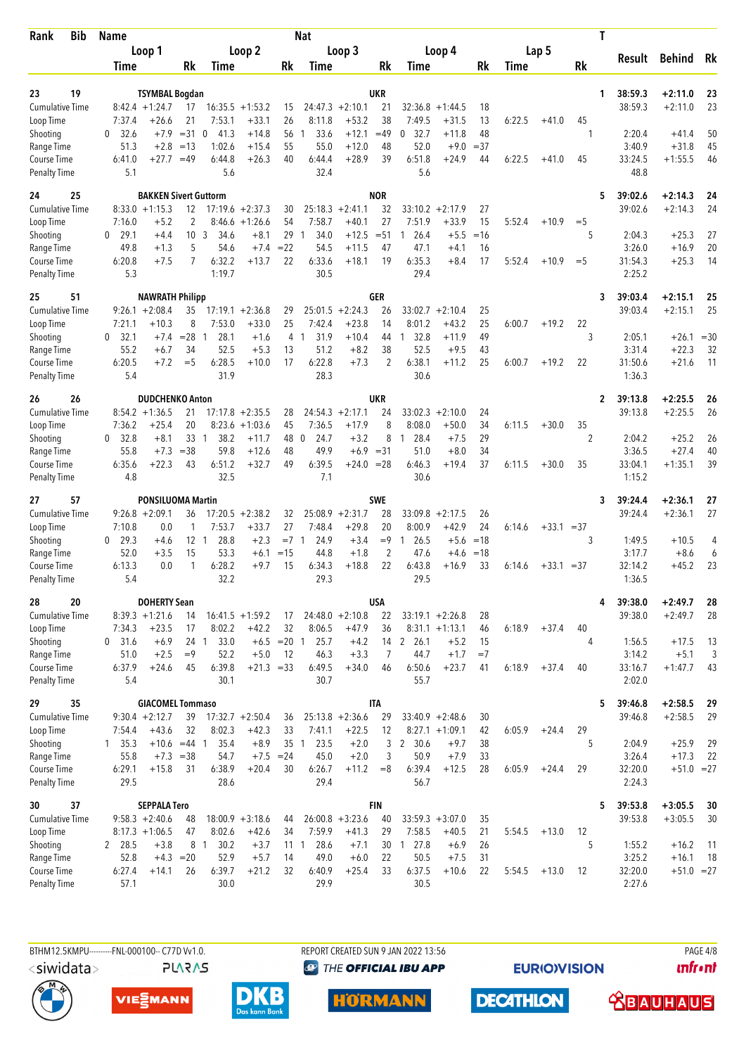| Rank | Bib | Name | | | | | Nat | | | | | | | | | | T | Result | Behind | Rk |
|---|---|---|---|---|---|---|---|---|---|---|---|---|---|---|---|---|---|---|---|---|
| | | Loop 1 | | | Loop 2 | | | Loop 3 | | | Loop 4 | | | Lap 5 | | | | | | |
| | | Time | | Rk | Time | | Rk | Time | | Rk | Time | | Rk | Time | | Rk | | | | |
| 23 | 19 | TSYMBAL Bogdan | | | | | | | UKR | | | | | | | | 1 | 38:59.3 | +2:11.0 | 23 |
| Cumulative Time | | 8:42.4 | +1:24.7 | 17 | 16:35.5 | +1:53.2 | 15 | 24:47.3 | +2:10.1 | 21 | 32:36.8 | +1:44.5 | 18 | | | | | 38:59.3 | +2:11.0 | 23 |
| Loop Time | | 7:37.4 | +26.6 | 21 | 7:53.1 | +33.1 | 26 | 8:11.8 | +53.2 | 38 | 7:49.5 | +31.5 | 13 | 6:22.5 | +41.0 | 45 | | | | |
| Shooting | | 0 32.6 | +7.9 | =31 | 0 41.3 | +14.8 | 56 | 1 33.6 | +12.1 | =49 | 0 32.7 | +11.8 | 48 | | | | 1 | 2:20.4 | +41.4 | 50 |
| Range Time | | 51.3 | +2.8 | =13 | 1:02.6 | +15.4 | 55 | 55.0 | +12.0 | 48 | 52.0 | +9.0 | =37 | | | | | 3:40.9 | +31.8 | 45 |
| Course Time | | 6:41.0 | +27.7 | =49 | 6:44.8 | +26.3 | 40 | 6:44.4 | +28.9 | 39 | 6:51.8 | +24.9 | 44 | 6:22.5 | +41.0 | 45 | | 33:24.5 | +1:55.5 | 46 |
| Penalty Time | | 5.1 | | | 5.6 | | | 32.4 | | | 5.6 | | | | | | | 48.8 | | |
| 24 | 25 | BAKKEN Sivert Guttorm | | | | | | | NOR | | | | | | | | 5 | 39:02.6 | +2:14.3 | 24 |
| Cumulative Time | | 8:33.0 | +1:15.3 | 12 | 17:19.6 | +2:37.3 | 30 | 25:18.3 | +2:41.1 | 32 | 33:10.2 | +2:17.9 | 27 | | | | | 39:02.6 | +2:14.3 | 24 |
| Loop Time | | 7:16.0 | +5.2 | 2 | 8:46.6 | +1:26.6 | 54 | 7:58.7 | +40.1 | 27 | 7:51.9 | +33.9 | 15 | 5:52.4 | +10.9 | =5 | | | | |
| Shooting | | 0 29.1 | +4.4 | 10 | 3 34.6 | +8.1 | 29 | 1 34.0 | +12.5 | =51 | 1 26.4 | +5.5 | =16 | | | | 5 | 2:04.3 | +25.3 | 27 |
| Range Time | | 49.8 | +1.3 | 5 | 54.6 | +7.4 | =22 | 54.5 | +11.5 | 47 | 47.1 | +4.1 | 16 | | | | | 3:26.0 | +16.9 | 20 |
| Course Time | | 6:20.8 | +7.5 | 7 | 6:32.2 | +13.7 | 22 | 6:33.6 | +18.1 | 19 | 6:35.3 | +8.4 | 17 | 5:52.4 | +10.9 | =5 | | 31:54.3 | +25.3 | 14 |
| Penalty Time | | 5.3 | | | 1:19.7 | | | 30.5 | | | 29.4 | | | | | | | 2:25.2 | | |
| 25 | 51 | NAWRATH Philipp | | | | | | | GER | | | | | | | | 3 | 39:03.4 | +2:15.1 | 25 |
| Cumulative Time | | 9:26.1 | +2:08.4 | 35 | 17:19.1 | +2:36.8 | 29 | 25:01.5 | +2:24.3 | 26 | 33:02.7 | +2:10.4 | 25 | | | | | 39:03.4 | +2:15.1 | 25 |
| Loop Time | | 7:21.1 | +10.3 | 8 | 7:53.0 | +33.0 | 25 | 7:42.4 | +23.8 | 14 | 8:01.2 | +43.2 | 25 | 6:00.7 | +19.2 | 22 | | | | |
| Shooting | | 0 32.1 | +7.4 | =28 | 1 28.1 | +1.6 | 4 | 1 31.9 | +10.4 | 44 | 1 32.8 | +11.9 | 49 | | | | 3 | 2:05.1 | +26.1 | =30 |
| Range Time | | 55.2 | +6.7 | 34 | 52.5 | +5.3 | 13 | 51.2 | +8.2 | 38 | 52.5 | +9.5 | 43 | | | | | 3:31.4 | +22.3 | 32 |
| Course Time | | 6:20.5 | +7.2 | =5 | 6:28.5 | +10.0 | 17 | 6:22.8 | +7.3 | 2 | 6:38.1 | +11.2 | 25 | 6:00.7 | +19.2 | 22 | | 31:50.6 | +21.6 | 11 |
| Penalty Time | | 5.4 | | | 31.9 | | | 28.3 | | | 30.6 | | | | | | | 1:36.3 | | |
| 26 | 26 | DUDCHENKO Anton | | | | | | | UKR | | | | | | | | 2 | 39:13.8 | +2:25.5 | 26 |
| Cumulative Time | | 8:54.2 | +1:36.5 | 21 | 17:17.8 | +2:35.5 | 28 | 24:54.3 | +2:17.1 | 24 | 33:02.3 | +2:10.0 | 24 | | | | | 39:13.8 | +2:25.5 | 26 |
| Loop Time | | 7:36.2 | +25.4 | 20 | 8:23.6 | +1:03.6 | 45 | 7:36.5 | +17.9 | 8 | 8:08.0 | +50.0 | 34 | 6:11.5 | +30.0 | 35 | | | | |
| Shooting | | 0 32.8 | +8.1 | 33 | 1 38.2 | +11.7 | 48 | 0 24.7 | +3.2 | 8 | 1 28.4 | +7.5 | 29 | | | | 2 | 2:04.2 | +25.2 | 26 |
| Range Time | | 55.8 | +7.3 | =38 | 59.8 | +12.6 | 48 | 49.9 | +6.9 | =31 | 51.0 | +8.0 | 34 | | | | | 3:36.5 | +27.4 | 40 |
| Course Time | | 6:35.6 | +22.3 | 43 | 6:51.2 | +32.7 | 49 | 6:39.5 | +24.0 | =28 | 6:46.3 | +19.4 | 37 | 6:11.5 | +30.0 | 35 | | 33:04.1 | +1:35.1 | 39 |
| Penalty Time | | 4.8 | | | 32.5 | | | 7.1 | | | 30.6 | | | | | | | 1:15.2 | | |
| 27 | 57 | PONSILUOMA Martin | | | | | | | SWE | | | | | | | | 3 | 39:24.4 | +2:36.1 | 27 |
| Cumulative Time | | 9:26.8 | +2:09.1 | 36 | 17:20.5 | +2:38.2 | 32 | 25:08.9 | +2:31.7 | 28 | 33:09.8 | +2:17.5 | 26 | | | | | 39:24.4 | +2:36.1 | 27 |
| Loop Time | | 7:10.8 | 0.0 | 1 | 7:53.7 | +33.7 | 27 | 7:48.4 | +29.8 | 20 | 8:00.9 | +42.9 | 24 | 6:14.6 | +33.1 | =37 | | | | |
| Shooting | | 0 29.3 | +4.6 | 12 | 1 28.8 | +2.3 | =7 | 1 24.9 | +3.4 | =9 | 1 26.5 | +5.6 | =18 | | | | 3 | 1:49.5 | +10.5 | 4 |
| Range Time | | 52.0 | +3.5 | 15 | 53.3 | +6.1 | =15 | 44.8 | +1.8 | 2 | 47.6 | +4.6 | =18 | | | | | 3:17.7 | +8.6 | 6 |
| Course Time | | 6:13.3 | 0.0 | 1 | 6:28.2 | +9.7 | 15 | 6:34.3 | +18.8 | 22 | 6:43.8 | +16.9 | 33 | 6:14.6 | +33.1 | =37 | | 32:14.2 | +45.2 | 23 |
| Penalty Time | | 5.4 | | | 32.2 | | | 29.3 | | | 29.5 | | | | | | | 1:36.5 | | |
| 28 | 20 | DOHERTY Sean | | | | | | | USA | | | | | | | | 4 | 39:38.0 | +2:49.7 | 28 |
| Cumulative Time | | 8:39.3 | +1:21.6 | 14 | 16:41.5 | +1:59.2 | 17 | 24:48.0 | +2:10.8 | 22 | 33:19.1 | +2:26.8 | 28 | | | | | 39:38.0 | +2:49.7 | 28 |
| Loop Time | | 7:34.3 | +23.5 | 17 | 8:02.2 | +42.2 | 32 | 8:06.5 | +47.9 | 36 | 8:31.1 | +1:13.1 | 46 | 6:18.9 | +37.4 | 40 | | | | |
| Shooting | | 0 31.6 | +6.9 | 24 | 1 33.0 | +6.5 | =20 | 1 25.7 | +4.2 | 14 | 2 26.1 | +5.2 | 15 | | | | 4 | 1:56.5 | +17.5 | 13 |
| Range Time | | 51.0 | +2.5 | =9 | 52.2 | +5.0 | 12 | 46.3 | +3.3 | 7 | 44.7 | +1.7 | =7 | | | | | 3:14.2 | +5.1 | 3 |
| Course Time | | 6:37.9 | +24.6 | 45 | 6:39.8 | +21.3 | =33 | 6:49.5 | +34.0 | 46 | 6:50.6 | +23.7 | 41 | 6:18.9 | +37.4 | 40 | | 33:16.7 | +1:47.7 | 43 |
| Penalty Time | | 5.4 | | | 30.1 | | | 30.7 | | | 55.7 | | | | | | | 2:02.0 | | |
| 29 | 35 | GIACOMEL Tommaso | | | | | | | ITA | | | | | | | | 5 | 39:46.8 | +2:58.5 | 29 |
| Cumulative Time | | 9:30.4 | +2:12.7 | 39 | 17:32.7 | +2:50.4 | 36 | 25:13.8 | +2:36.6 | 29 | 33:40.9 | +2:48.6 | 30 | | | | | 39:46.8 | +2:58.5 | 29 |
| Loop Time | | 7:54.4 | +43.6 | 32 | 8:02.3 | +42.3 | 33 | 7:41.1 | +22.5 | 12 | 8:27.1 | +1:09.1 | 42 | 6:05.9 | +24.4 | 29 | | | | |
| Shooting | | 1 35.3 | +10.6 | =44 | 1 35.4 | +8.9 | 35 | 1 23.5 | +2.0 | 3 | 2 30.6 | +9.7 | 38 | | | | 5 | 2:04.9 | +25.9 | 29 |
| Range Time | | 55.8 | +7.3 | =38 | 54.7 | +7.5 | =24 | 45.0 | +2.0 | 3 | 50.9 | +7.9 | 33 | | | | | 3:26.4 | +17.3 | 22 |
| Course Time | | 6:29.1 | +15.8 | 31 | 6:38.9 | +20.4 | 30 | 6:26.7 | +11.2 | =8 | 6:39.4 | +12.5 | 28 | 6:05.9 | +24.4 | 29 | | 32:20.0 | +51.0 | =27 |
| Penalty Time | | 29.5 | | | 28.6 | | | 29.4 | | | 56.7 | | | | | | | 2:24.3 | | |
| 30 | 37 | SEPPALA Tero | | | | | | | FIN | | | | | | | | 5 | 39:53.8 | +3:05.5 | 30 |
| Cumulative Time | | 9:58.3 | +2:40.6 | 48 | 18:00.9 | +3:18.6 | 44 | 26:00.8 | +3:23.6 | 40 | 33:59.3 | +3:07.0 | 35 | | | | | 39:53.8 | +3:05.5 | 30 |
| Loop Time | | 8:17.3 | +1:06.5 | 47 | 8:02.6 | +42.6 | 34 | 7:59.9 | +41.3 | 29 | 7:58.5 | +40.5 | 21 | 5:54.5 | +13.0 | 12 | | | | |
| Shooting | | 2 28.5 | +3.8 | 8 | 1 30.2 | +3.7 | 11 | 1 28.6 | +7.1 | 30 | 1 27.8 | +6.9 | 26 | | | | 5 | 1:55.2 | +16.2 | 11 |
| Range Time | | 52.8 | +4.3 | =20 | 52.9 | +5.7 | 14 | 49.0 | +6.0 | 22 | 50.5 | +7.5 | 31 | | | | | 3:25.2 | +16.1 | 18 |
| Course Time | | 6:27.4 | +14.1 | 26 | 6:39.7 | +21.2 | 32 | 6:40.9 | +25.4 | 33 | 6:37.5 | +10.6 | 22 | 5:54.5 | +13.0 | 12 | | 32:20.0 | +51.0 | =27 |
| Penalty Time | | 57.1 | | | 30.0 | | | 29.9 | | | 30.5 | | | | | | | 2:27.6 | | |

BTHM12.5KMPU----------FNL-000100-- C77D Vv1.0. REPORT CREATED SUN 9 JAN 2022 13:56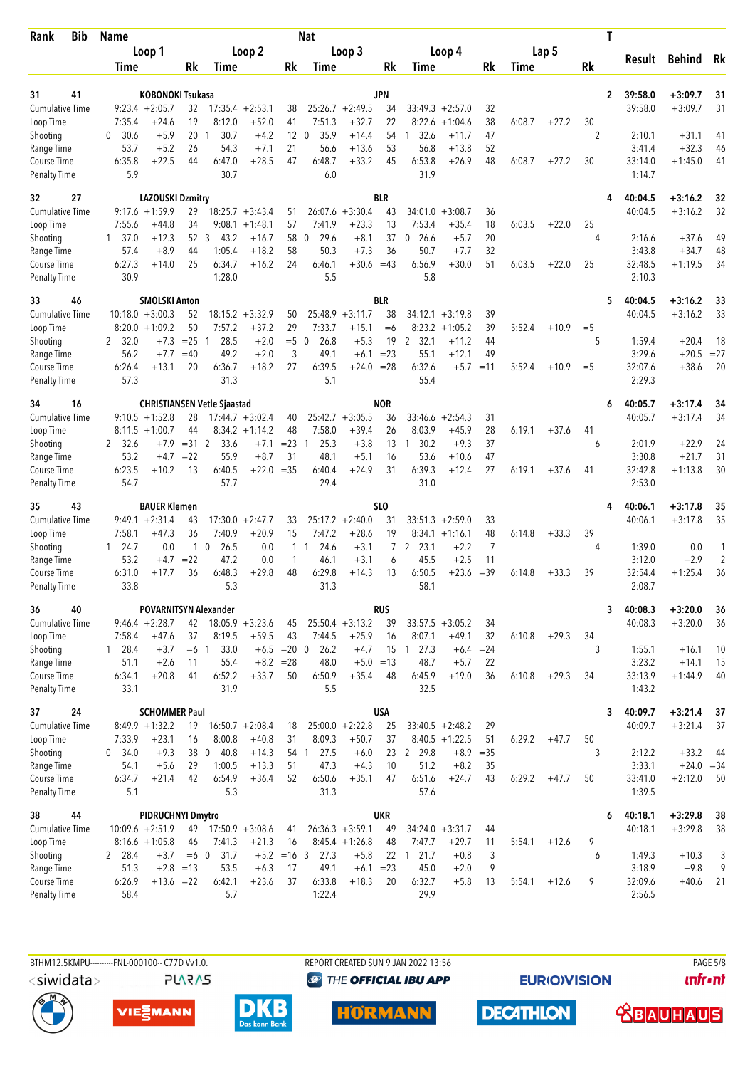| Rank | Bib | Name | | | | | | | Nat | | | | | | | | | T | Result | Behind | Rk |
|---|---|---|---|---|---|---|---|---|---|---|---|---|---|---|---|---|---|---|---|---|---|
| | | Loop 1 | | | Loop 2 | | | Loop 3 | | | Loop 4 | | | Lap 5 | | | | | | | |
| | | Time | | Rk | Time | | Rk | Time | | Rk | Time | | Rk | Time | | Rk | | | | | |
| 31 | 41 | KOBONOKI Tsukasa | | | | | | | JPN | | | | | | | | | 2 | 39:58.0 | +3:09.7 | 31 |
| Cumulative Time | | 9:23.4 | +2:05.7 | 32 | 17:35.4 | +2:53.1 | 38 | 25:26.7 | +2:49.5 | 34 | 33:49.3 | +2:57.0 | 32 | | | | | | 39:58.0 | +3:09.7 | 31 |
| Loop Time | | 7:35.4 | +24.6 | 19 | 8:12.0 | +52.0 | 41 | 7:51.3 | +32.7 | 22 | 8:22.6 | +1:04.6 | 38 | 6:08.7 | +27.2 | 30 | | | | | |
| Shooting | | 0 30.6 | +5.9 | 20 | 1 30.7 | +4.2 | 12 | 0 35.9 | +14.4 | 54 | 1 32.6 | +11.7 | 47 | | | | | 2 | 2:10.1 | +31.1 | 41 |
| Range Time | | 53.7 | +5.2 | 26 | 54.3 | +7.1 | 21 | 56.6 | +13.6 | 53 | 56.8 | +13.8 | 52 | | | | | | 3:41.4 | +32.3 | 46 |
| Course Time | | 6:35.8 | +22.5 | 44 | 6:47.0 | +28.5 | 47 | 6:48.7 | +33.2 | 45 | 6:53.8 | +26.9 | 48 | 6:08.7 | +27.2 | 30 | | | 33:14.0 | +1:45.0 | 41 |
| Penalty Time | | 5.9 | | | 30.7 | | | 6.0 | | | 31.9 | | | | | | | | 1:14.7 | | |
| 32 | 27 | LAZOUSKI Dzmitry | | | | | | | BLR | | | | | | | | | 4 | 40:04.5 | +3:16.2 | 32 |
| Cumulative Time | | 9:17.6 | +1:59.9 | 29 | 18:25.7 | +3:43.4 | 51 | 26:07.6 | +3:30.4 | 43 | 34:01.0 | +3:08.7 | 36 | | | | | | 40:04.5 | +3:16.2 | 32 |
| Loop Time | | 7:55.6 | +44.8 | 34 | 9:08.1 | +1:48.1 | 57 | 7:41.9 | +23.3 | 13 | 7:53.4 | +35.4 | 18 | 6:03.5 | +22.0 | 25 | | | | | |
| Shooting | | 1 37.0 | +12.3 | 52 | 3 43.2 | +16.7 | 58 | 0 29.6 | +8.1 | 37 | 0 26.6 | +5.7 | 20 | | | | | 4 | 2:16.6 | +37.6 | 49 |
| Range Time | | 57.4 | +8.9 | 44 | 1:05.4 | +18.2 | 58 | 50.3 | +7.3 | 36 | 50.7 | +7.7 | 32 | | | | | | 3:43.8 | +34.7 | 48 |
| Course Time | | 6:27.3 | +14.0 | 25 | 6:34.7 | +16.2 | 24 | 6:46.1 | +30.6 | =43 | 6:56.9 | +30.0 | 51 | 6:03.5 | +22.0 | 25 | | | 32:48.5 | +1:19.5 | 34 |
| Penalty Time | | 30.9 | | | 1:28.0 | | | 5.5 | | | 5.8 | | | | | | | | 2:10.3 | | |
| 33 | 46 | SMOLSKI Anton | | | | | | | BLR | | | | | | | | | 5 | 40:04.5 | +3:16.2 | 33 |
| Cumulative Time | | 10:18.0 | +3:00.3 | 52 | 18:15.2 | +3:32.9 | 50 | 25:48.9 | +3:11.7 | 38 | 34:12.1 | +3:19.8 | 39 | | | | | | 40:04.5 | +3:16.2 | 33 |
| Loop Time | | 8:20.0 | +1:09.2 | 50 | 7:57.2 | +37.2 | 29 | 7:33.7 | +15.1 | =6 | 8:23.2 | +1:05.2 | 39 | 5:52.4 | +10.9 | =5 | | | | | |
| Shooting | | 2 32.0 | +7.3 | =25 | 1 28.5 | +2.0 | =5 | 0 26.8 | +5.3 | 19 | 2 32.1 | +11.2 | 44 | | | | | 5 | 1:59.4 | +20.4 | 18 |
| Range Time | | 56.2 | +7.7 | =40 | 49.2 | +2.0 | 3 | 49.1 | +6.1 | =23 | 55.1 | +12.1 | 49 | | | | | | 3:29.6 | +20.5 | =27 |
| Course Time | | 6:26.4 | +13.1 | 20 | 6:36.7 | +18.2 | 27 | 6:39.5 | +24.0 | =28 | 6:32.6 | +5.7 | =11 | 5:52.4 | +10.9 | =5 | | | 32:07.6 | +38.6 | 20 |
| Penalty Time | | 57.3 | | | 31.3 | | | 5.1 | | | 55.4 | | | | | | | | 2:29.3 | | |
| 34 | 16 | CHRISTIANSEN Vetle Sjaastad | | | | | | | NOR | | | | | | | | | 6 | 40:05.7 | +3:17.4 | 34 |
| Cumulative Time | | 9:10.5 | +1:52.8 | 28 | 17:44.7 | +3:02.4 | 40 | 25:42.7 | +3:05.5 | 36 | 33:46.6 | +2:54.3 | 31 | | | | | | 40:05.7 | +3:17.4 | 34 |
| Loop Time | | 8:11.5 | +1:00.7 | 44 | 8:34.2 | +1:14.2 | 48 | 7:58.0 | +39.4 | 26 | 8:03.9 | +45.9 | 28 | 6:19.1 | +37.6 | 41 | | | | | |
| Shooting | | 2 32.6 | +7.9 | =31 | 2 33.6 | +7.1 | =23 | 1 25.3 | +3.8 | 13 | 1 30.2 | +9.3 | 37 | | | | | 6 | 2:01.9 | +22.9 | 24 |
| Range Time | | 53.2 | +4.7 | =22 | 55.9 | +8.7 | 31 | 48.1 | +5.1 | 16 | 53.6 | +10.6 | 47 | | | | | | 3:30.8 | +21.7 | 31 |
| Course Time | | 6:23.5 | +10.2 | 13 | 6:40.5 | +22.0 | =35 | 6:40.4 | +24.9 | 31 | 6:39.3 | +12.4 | 27 | 6:19.1 | +37.6 | 41 | | | 32:42.8 | +1:13.8 | 30 |
| Penalty Time | | 54.7 | | | 57.7 | | | 29.4 | | | 31.0 | | | | | | | | 2:53.0 | | |
| 35 | 43 | BAUER Klemen | | | | | | | SLO | | | | | | | | | 4 | 40:06.1 | +3:17.8 | 35 |
| Cumulative Time | | 9:49.1 | +2:31.4 | 43 | 17:30.0 | +2:47.7 | 33 | 25:17.2 | +2:40.0 | 31 | 33:51.3 | +2:59.0 | 33 | | | | | | 40:06.1 | +3:17.8 | 35 |
| Loop Time | | 7:58.1 | +47.3 | 36 | 7:40.9 | +20.9 | 15 | 7:47.2 | +28.6 | 19 | 8:34.1 | +1:16.1 | 48 | 6:14.8 | +33.3 | 39 | | | | | |
| Shooting | | 1 24.7 | 0.0 | 1 | 0 26.5 | 0.0 | 1 | 1 24.6 | +3.1 | 7 | 2 23.1 | +2.2 | 7 | | | | | 4 | 1:39.0 | 0.0 | 1 |
| Range Time | | 53.2 | +4.7 | =22 | 47.2 | 0.0 | 1 | 46.1 | +3.1 | 6 | 45.5 | +2.5 | 11 | | | | | | 3:12.0 | +2.9 | 2 |
| Course Time | | 6:31.0 | +17.7 | 36 | 6:48.3 | +29.8 | 48 | 6:29.8 | +14.3 | 13 | 6:50.5 | +23.6 | =39 | 6:14.8 | +33.3 | 39 | | | 32:54.4 | +1:25.4 | 36 |
| Penalty Time | | 33.8 | | | 5.3 | | | 31.3 | | | 58.1 | | | | | | | | 2:08.7 | | |
| 36 | 40 | POVARNITSYN Alexander | | | | | | | RUS | | | | | | | | | 3 | 40:08.3 | +3:20.0 | 36 |
| Cumulative Time | | 9:46.4 | +2:28.7 | 42 | 18:05.9 | +3:23.6 | 45 | 25:50.4 | +3:13.2 | 39 | 33:57.5 | +3:05.2 | 34 | | | | | | 40:08.3 | +3:20.0 | 36 |
| Loop Time | | 7:58.4 | +47.6 | 37 | 8:19.5 | +59.5 | 43 | 7:44.5 | +25.9 | 16 | 8:07.1 | +49.1 | 32 | 6:10.8 | +29.3 | 34 | | | | | |
| Shooting | | 1 28.4 | +3.7 | =6 | 1 33.0 | +6.5 | =20 | 0 26.2 | +4.7 | 15 | 1 27.3 | +6.4 | =24 | | | | | 3 | 1:55.1 | +16.1 | 10 |
| Range Time | | 51.1 | +2.6 | 11 | 55.4 | +8.2 | =28 | 48.0 | +5.0 | =13 | 48.7 | +5.7 | 22 | | | | | | 3:23.2 | +14.1 | 15 |
| Course Time | | 6:34.1 | +20.8 | 41 | 6:52.2 | +33.7 | 50 | 6:50.9 | +35.4 | 48 | 6:45.9 | +19.0 | 36 | 6:10.8 | +29.3 | 34 | | | 33:13.9 | +1:44.9 | 40 |
| Penalty Time | | 33.1 | | | 31.9 | | | 5.5 | | | 32.5 | | | | | | | | 1:43.2 | | |
| 37 | 24 | SCHOMMER Paul | | | | | | | USA | | | | | | | | | 3 | 40:09.7 | +3:21.4 | 37 |
| Cumulative Time | | 8:49.9 | +1:32.2 | 19 | 16:50.7 | +2:08.4 | 18 | 25:00.0 | +2:22.8 | 25 | 33:40.5 | +2:48.2 | 29 | | | | | | 40:09.7 | +3:21.4 | 37 |
| Loop Time | | 7:33.9 | +23.1 | 16 | 8:00.8 | +40.8 | 31 | 8:09.3 | +50.7 | 37 | 8:40.5 | +1:22.5 | 51 | 6:29.2 | +47.7 | 50 | | | | | |
| Shooting | | 0 34.0 | +9.3 | 38 | 0 40.8 | +14.3 | 54 | 1 27.5 | +6.0 | 23 | 2 29.8 | +8.9 | =35 | | | | | 3 | 2:12.2 | +33.2 | 44 |
| Range Time | | 54.1 | +5.6 | 29 | 1:00.5 | +13.3 | 51 | 47.3 | +4.3 | 10 | 51.2 | +8.2 | 35 | | | | | | 3:33.1 | +24.0 | =34 |
| Course Time | | 6:34.7 | +21.4 | 42 | 6:54.9 | +36.4 | 52 | 6:50.6 | +35.1 | 47 | 6:51.6 | +24.7 | 43 | 6:29.2 | +47.7 | 50 | | | 33:41.0 | +2:12.0 | 50 |
| Penalty Time | | 5.1 | | | 5.3 | | | 31.3 | | | 57.6 | | | | | | | | 1:39.5 | | |
| 38 | 44 | PIDRUCHNYI Dmytro | | | | | | | UKR | | | | | | | | | 6 | 40:18.1 | +3:29.8 | 38 |
| Cumulative Time | | 10:09.6 | +2:51.9 | 49 | 17:50.9 | +3:08.6 | 41 | 26:36.3 | +3:59.1 | 49 | 34:24.0 | +3:31.7 | 44 | | | | | | 40:18.1 | +3:29.8 | 38 |
| Loop Time | | 8:16.6 | +1:05.8 | 46 | 7:41.3 | +21.3 | 16 | 8:45.4 | +1:26.8 | 48 | 7:47.7 | +29.7 | 11 | 5:54.1 | +12.6 | 9 | | | | | |
| Shooting | | 2 28.4 | +3.7 | =6 | 0 31.7 | +5.2 | =16 | 3 27.3 | +5.8 | 22 | 1 21.7 | +0.8 | 3 | | | | | 6 | 1:49.3 | +10.3 | 3 |
| Range Time | | 51.3 | +2.8 | =13 | 53.5 | +6.3 | 17 | 49.1 | +6.1 | =23 | 45.0 | +2.0 | 9 | | | | | | 3:18.9 | +9.8 | 9 |
| Course Time | | 6:26.9 | +13.6 | =22 | 6:42.1 | +23.6 | 37 | 6:33.8 | +18.3 | 20 | 6:32.7 | +5.8 | 13 | 5:54.1 | +12.6 | 9 | | | 32:09.6 | +40.6 | 21 |
| Penalty Time | | 58.4 | | | 5.7 | | | 1:22.4 | | | 29.9 | | | | | | | | 2:56.5 | | |

BTHM12.5KMPU---------FNL-000100-- C77D Vv1.0. REPORT CREATED SUN 9 JAN 2022 13:56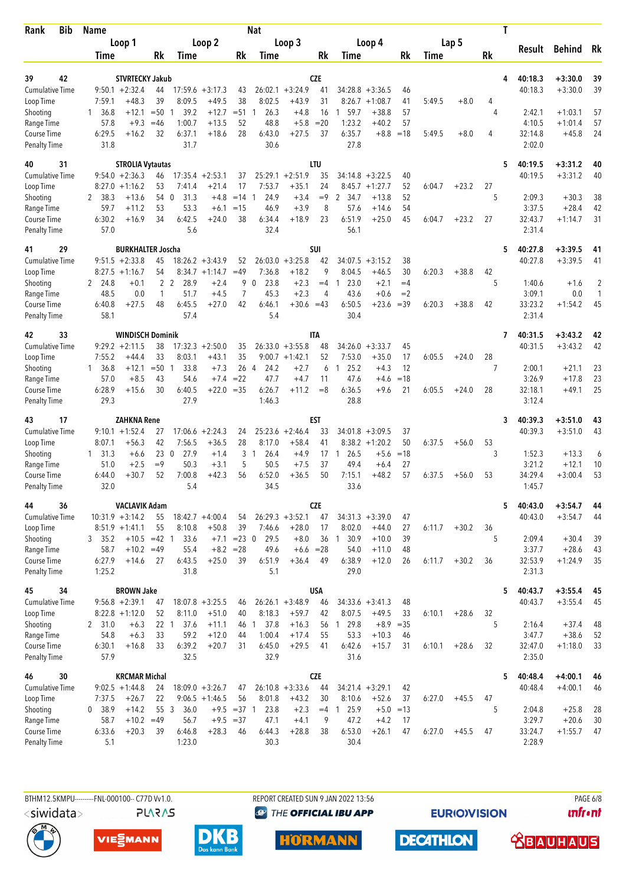| Rank | Bib | Name | | | | | | Nat | | | | | | | | T | Result | Behind | Rk |
|---|---|---|---|---|---|---|---|---|---|---|---|---|---|---|---|---|---|---|---|
| | | Loop 1 | | | Loop 2 | | | Loop 3 | | | Loop 4 | | | Lap 5 | | | | | |
| | | Time | | Rk | Time | | Rk | Time | | Rk | Time | | Rk | Time | | Rk | | | |
| 39 | 42 | STVRTECKY Jakub | | | | | | CZE | | | | | | | | 4 | 40:18.3 | +3:30.0 | 39 |
| Cumulative Time | | 9:50.1 | +2:32.4 | 44 | 17:59.6 | +3:17.3 | 43 | 26:02.1 | +3:24.9 | 41 | 34:28.8 | +3:36.5 | 46 | | | | 40:18.3 | +3:30.0 | 39 |
| Loop Time | | 7:59.1 | +48.3 | 39 | 8:09.5 | +49.5 | 38 | 8:02.5 | +43.9 | 31 | 8:26.7 | +1:08.7 | 41 | 5:49.5 | +8.0 | 4 | | | |
| Shooting | | 1 36.8 | +12.1 | =50 | 1 39.2 | +12.7 | =51 | 1 26.3 | +4.8 | 16 | 1 59.7 | +38.8 | 57 | | | 4 | 2:42.1 | +1:03.1 | 57 |
| Range Time | | 57.8 | +9.3 | =46 | 1:00.7 | +13.5 | 52 | 48.8 | +5.8 | =20 | 1:23.2 | +40.2 | 57 | | | | 4:10.5 | +1:01.4 | 57 |
| Course Time | | 6:29.5 | +16.2 | 32 | 6:37.1 | +18.6 | 28 | 6:43.0 | +27.5 | 37 | 6:35.7 | +8.8 | =18 | 5:49.5 | +8.0 | 4 | 32:14.8 | +45.8 | 24 |
| Penalty Time | | 31.8 | | | 31.7 | | | 30.6 | | | 27.8 | | | | | | 2:02.0 | | |
| 40 | 31 | STROLIA Vytautas | | | | | | LTU | | | | | | | | 5 | 40:19.5 | +3:31.2 | 40 |
| Cumulative Time | | 9:54.0 | +2:36.3 | 46 | 17:35.4 | +2:53.1 | 37 | 25:29.1 | +2:51.9 | 35 | 34:14.8 | +3:22.5 | 40 | | | | 40:19.5 | +3:31.2 | 40 |
| Loop Time | | 8:27.0 | +1:16.2 | 53 | 7:41.4 | +21.4 | 17 | 7:53.7 | +35.1 | 24 | 8:45.7 | +1:27.7 | 52 | 6:04.7 | +23.2 | 27 | | | |
| Shooting | | 2 38.3 | +13.6 | 54 | 0 31.3 | +4.8 | =14 | 1 24.9 | +3.4 | =9 | 2 34.7 | +13.8 | 52 | | | 5 | 2:09.3 | +30.3 | 38 |
| Range Time | | 59.7 | +11.2 | 53 | 53.3 | +6.1 | =15 | 46.9 | +3.9 | 8 | 57.6 | +14.6 | 54 | | | | 3:37.5 | +28.4 | 42 |
| Course Time | | 6:30.2 | +16.9 | 34 | 6:42.5 | +24.0 | 38 | 6:34.4 | +18.9 | 23 | 6:51.9 | +25.0 | 45 | 6:04.7 | +23.2 | 27 | 32:43.7 | +1:14.7 | 31 |
| Penalty Time | | 57.0 | | | 5.6 | | | 32.4 | | | 56.1 | | | | | | 2:31.4 | | |
| 41 | 29 | BURKHALTER Joscha | | | | | | SUI | | | | | | | | 5 | 40:27.8 | +3:39.5 | 41 |
| Cumulative Time | | 9:51.5 | +2:33.8 | 45 | 18:26.2 | +3:43.9 | 52 | 26:03.0 | +3:25.8 | 42 | 34:07.5 | +3:15.2 | 38 | | | | 40:27.8 | +3:39.5 | 41 |
| Loop Time | | 8:27.5 | +1:16.7 | 54 | 8:34.7 | +1:14.7 | =49 | 7:36.8 | +18.2 | 9 | 8:04.5 | +46.5 | 30 | 6:20.3 | +38.8 | 42 | | | |
| Shooting | | 2 24.8 | +0.1 | 2 | 2 28.9 | +2.4 | 9 | 0 23.8 | +2.3 | =4 | 1 23.0 | +2.1 | =4 | | | 5 | 1:40.6 | +1.6 | 2 |
| Range Time | | 48.5 | 0.0 | 1 | 51.7 | +4.5 | 7 | 45.3 | +2.3 | 4 | 43.6 | +0.6 | =2 | | | | 3:09.1 | 0.0 | 1 |
| Course Time | | 6:40.8 | +27.5 | 48 | 6:45.5 | +27.0 | 42 | 6:46.1 | +30.6 | =43 | 6:50.5 | +23.6 | =39 | 6:20.3 | +38.8 | 42 | 33:23.2 | +1:54.2 | 45 |
| Penalty Time | | 58.1 | | | 57.4 | | | 5.4 | | | 30.4 | | | | | | 2:31.4 | | |
| 42 | 33 | WINDISCH Dominik | | | | | | ITA | | | | | | | | 7 | 40:31.5 | +3:43.2 | 42 |
| Cumulative Time | | 9:29.2 | +2:11.5 | 38 | 17:32.3 | +2:50.0 | 35 | 26:33.0 | +3:55.8 | 48 | 34:26.0 | +3:33.7 | 45 | | | | 40:31.5 | +3:43.2 | 42 |
| Loop Time | | 7:55.2 | +44.4 | 33 | 8:03.1 | +43.1 | 35 | 9:00.7 | +1:42.1 | 52 | 7:53.0 | +35.0 | 17 | 6:05.5 | +24.0 | 28 | | | |
| Shooting | | 1 36.8 | +12.1 | =50 | 1 33.8 | +7.3 | 26 | 4 24.2 | +2.7 | 6 | 1 25.2 | +4.3 | 12 | | | 7 | 2:00.1 | +21.1 | 23 |
| Range Time | | 57.0 | +8.5 | 43 | 54.6 | +7.4 | =22 | 47.7 | +4.7 | 11 | 47.6 | +4.6 | =18 | | | | 3:26.9 | +17.8 | 23 |
| Course Time | | 6:28.9 | +15.6 | 30 | 6:40.5 | +22.0 | =35 | 6:26.7 | +11.2 | =8 | 6:36.5 | +9.6 | 21 | 6:05.5 | +24.0 | 28 | 32:18.1 | +49.1 | 25 |
| Penalty Time | | 29.3 | | | 27.9 | | | 1:46.3 | | | 28.8 | | | | | | 3:12.4 | | |
| 43 | 17 | ZAHKNA Rene | | | | | | EST | | | | | | | | 3 | 40:39.3 | +3:51.0 | 43 |
| Cumulative Time | | 9:10.1 | +1:52.4 | 27 | 17:06.6 | +2:24.3 | 24 | 25:23.6 | +2:46.4 | 33 | 34:01.8 | +3:09.5 | 37 | | | | 40:39.3 | +3:51.0 | 43 |
| Loop Time | | 8:07.1 | +56.3 | 42 | 7:56.5 | +36.5 | 28 | 8:17.0 | +58.4 | 41 | 8:38.2 | +1:20.2 | 50 | 6:37.5 | +56.0 | 53 | | | |
| Shooting | | 1 31.3 | +6.6 | 23 | 0 27.9 | +1.4 | 3 | 1 26.4 | +4.9 | 17 | 1 26.5 | +5.6 | =18 | | | 3 | 1:52.3 | +13.3 | 6 |
| Range Time | | 51.0 | +2.5 | =9 | 50.3 | +3.1 | 5 | 50.5 | +7.5 | 37 | 49.4 | +6.4 | 27 | | | | 3:21.2 | +12.1 | 10 |
| Course Time | | 6:44.0 | +30.7 | 52 | 7:00.8 | +42.3 | 56 | 6:52.0 | +36.5 | 50 | 7:15.1 | +48.2 | 57 | 6:37.5 | +56.0 | 53 | 34:29.4 | +3:00.4 | 53 |
| Penalty Time | | 32.0 | | | 5.4 | | | 34.5 | | | 33.6 | | | | | | 1:45.7 | | |
| 44 | 36 | VACLAVIK Adam | | | | | | CZE | | | | | | | | 5 | 40:43.0 | +3:54.7 | 44 |
| Cumulative Time | | 10:31.9 | +3:14.2 | 55 | 18:42.7 | +4:00.4 | 54 | 26:29.3 | +3:52.1 | 47 | 34:31.3 | +3:39.0 | 47 | | | | 40:43.0 | +3:54.7 | 44 |
| Loop Time | | 8:51.9 | +1:41.1 | 55 | 8:10.8 | +50.8 | 39 | 7:46.6 | +28.0 | 17 | 8:02.0 | +44.0 | 27 | 6:11.7 | +30.2 | 36 | | | |
| Shooting | | 3 35.2 | +10.5 | =42 | 1 33.6 | +7.1 | =23 | 0 29.5 | +8.0 | 36 | 1 30.9 | +10.0 | 39 | | | 5 | 2:09.4 | +30.4 | 39 |
| Range Time | | 58.7 | +10.2 | =49 | 55.4 | +8.2 | =28 | 49.6 | +6.6 | =28 | 54.0 | +11.0 | 48 | | | | 3:37.7 | +28.6 | 43 |
| Course Time | | 6:27.9 | +14.6 | 27 | 6:43.5 | +25.0 | 39 | 6:51.9 | +36.4 | 49 | 6:38.9 | +12.0 | 26 | 6:11.7 | +30.2 | 36 | 32:53.9 | +1:24.9 | 35 |
| Penalty Time | | 1:25.2 | | | 31.8 | | | 5.1 | | | 29.0 | | | | | | 2:31.3 | | |
| 45 | 34 | BROWN Jake | | | | | | USA | | | | | | | | 5 | 40:43.7 | +3:55.4 | 45 |
| Cumulative Time | | 9:56.8 | +2:39.1 | 47 | 18:07.8 | +3:25.5 | 46 | 26:26.1 | +3:48.9 | 46 | 34:33.6 | +3:41.3 | 48 | | | | 40:43.7 | +3:55.4 | 45 |
| Loop Time | | 8:22.8 | +1:12.0 | 52 | 8:11.0 | +51.0 | 40 | 8:18.3 | +59.7 | 42 | 8:07.5 | +49.5 | 33 | 6:10.1 | +28.6 | 32 | | | |
| Shooting | | 2 31.0 | +6.3 | 22 | 1 37.6 | +11.1 | 46 | 1 37.8 | +16.3 | 56 | 1 29.8 | +8.9 | =35 | | | 5 | 2:16.4 | +37.4 | 48 |
| Range Time | | 54.8 | +6.3 | 33 | 59.2 | +12.0 | 44 | 1:00.4 | +17.4 | 55 | 53.3 | +10.3 | 46 | | | | 3:47.7 | +38.6 | 52 |
| Course Time | | 6:30.1 | +16.8 | 33 | 6:39.2 | +20.7 | 31 | 6:45.0 | +29.5 | 41 | 6:42.6 | +15.7 | 31 | 6:10.1 | +28.6 | 32 | 32:47.0 | +1:18.0 | 33 |
| Penalty Time | | 57.9 | | | 32.5 | | | 32.9 | | | 31.6 | | | | | | 2:35.0 | | |
| 46 | 30 | KRCMAR Michal | | | | | | CZE | | | | | | | | 5 | 40:48.4 | +4:00.1 | 46 |
| Cumulative Time | | 9:02.5 | +1:44.8 | 24 | 18:09.0 | +3:26.7 | 47 | 26:10.8 | +3:33.6 | 44 | 34:21.4 | +3:29.1 | 42 | | | | 40:48.4 | +4:00.1 | 46 |
| Loop Time | | 7:37.5 | +26.7 | 22 | 9:06.5 | +1:46.5 | 56 | 8:01.8 | +43.2 | 30 | 8:10.6 | +52.6 | 37 | 6:27.0 | +45.5 | 47 | | | |
| Shooting | | 0 38.9 | +14.2 | 55 | 3 36.0 | +9.5 | =37 | 1 23.8 | +2.3 | =4 | 1 25.9 | +5.0 | =13 | | | 5 | 2:04.8 | +25.8 | 28 |
| Range Time | | 58.7 | +10.2 | =49 | 56.7 | +9.5 | =37 | 47.1 | +4.1 | 9 | 47.2 | +4.2 | 17 | | | | 3:29.7 | +20.6 | 30 |
| Course Time | | 6:33.6 | +20.3 | 39 | 6:46.8 | +28.3 | 46 | 6:44.3 | +28.8 | 38 | 6:53.0 | +26.1 | 47 | 6:27.0 | +45.5 | 47 | 33:24.7 | +1:55.7 | 47 |
| Penalty Time | | 5.1 | | | 1:23.0 | | | 30.3 | | | 30.4 | | | | | | 2:28.9 | | |

BTHM12.5KMPU---------FNL-000100-- C77D Vv1.0. REPORT CREATED SUN 9 JAN 2022 13:56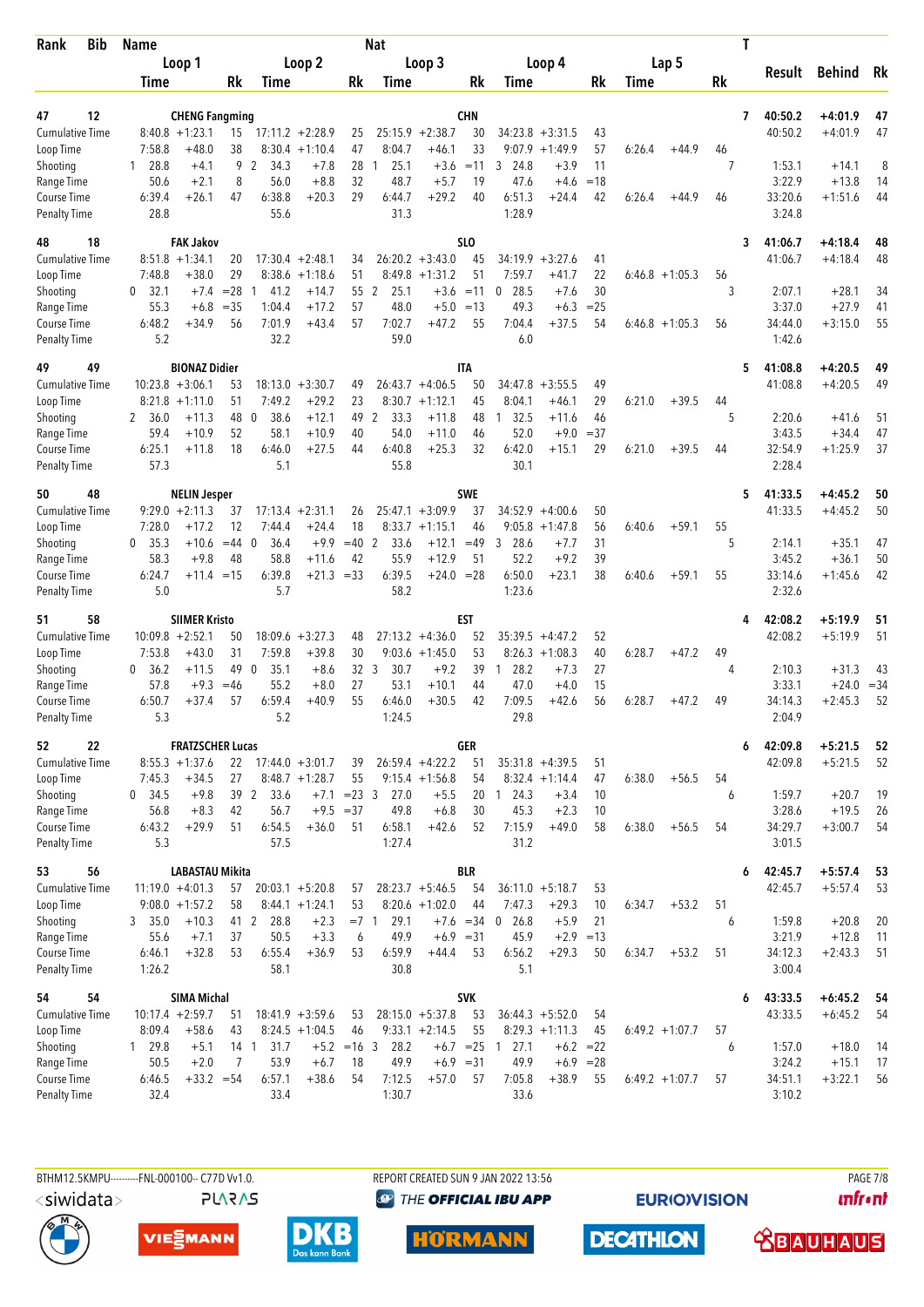| Rank | Bib | Name | | | | | | Nat | | | | | | | | | T | | | |
|---|---|---|---|---|---|---|---|---|---|---|---|---|---|---|---|---|---|---|---|---|
| | | Loop 1 | | | Loop 2 | | | Loop 3 | | | Loop 4 | | | Lap 5 | | | | Result | Behind | Rk |
| | | Time | | Rk | Time | | Rk | Time | | Rk | Time | | Rk | Time | | Rk | | | | |
| 47 | 12 | CHENG Fangming | | | | | | CHN | | | | | | | | | 7 | 40:50.2 | +4:01.9 | 47 |
| Cumulative Time | | 8:40.8 | +1:23.1 | 15 | 17:11.2 | +2:28.9 | 25 | 25:15.9 | +2:38.7 | 30 | 34:23.8 | +3:31.5 | 43 | | | | | 40:50.2 | +4:01.9 | 47 |
| Loop Time | | 7:58.8 | +48.0 | 38 | 8:30.4 | +1:10.4 | 47 | 8:04.7 | +46.1 | 33 | 9:07.9 | +1:49.9 | 57 | 6:26.4 | +44.9 | 46 | | | | |
| Shooting | | 1 28.8 | +4.1 | 9 | 2 34.3 | +7.8 | 28 | 1 25.1 | +3.6 | =11 | 3 24.8 | +3.9 | 11 | | | | 7 | 1:53.1 | +14.1 | 8 |
| Range Time | | 50.6 | +2.1 | 8 | 56.0 | +8.8 | 32 | 48.7 | +5.7 | 19 | 47.6 | +4.6 | =18 | | | | | 3:22.9 | +13.8 | 14 |
| Course Time | | 6:39.4 | +26.1 | 47 | 6:38.8 | +20.3 | 29 | 6:44.7 | +29.2 | 40 | 6:51.3 | +24.4 | 42 | 6:26.4 | +44.9 | 46 | | 33:20.6 | +1:51.6 | 44 |
| Penalty Time | | 28.8 | | | 55.6 | | | 31.3 | | | 1:28.9 | | | | | | | 3:24.8 | | |
| 48 | 18 | FAK Jakov | | | | | | SLO | | | | | | | | | 3 | 41:06.7 | +4:18.4 | 48 |
| Cumulative Time | | 8:51.8 | +1:34.1 | 20 | 17:30.4 | +2:48.1 | 34 | 26:20.2 | +3:43.0 | 45 | 34:19.9 | +3:27.6 | 41 | | | | | 41:06.7 | +4:18.4 | 48 |
| Loop Time | | 7:48.8 | +38.0 | 29 | 8:38.6 | +1:18.6 | 51 | 8:49.8 | +1:31.2 | 51 | 7:59.7 | +41.7 | 22 | 6:46.8 | +1:05.3 | 56 | | | | |
| Shooting | | 0 32.1 | +7.4 | =28 | 1 41.2 | +14.7 | 55 | 2 25.1 | +3.6 | =11 | 0 28.5 | +7.6 | 30 | | | | 3 | 2:07.1 | +28.1 | 34 |
| Range Time | | 55.3 | +6.8 | =35 | 1:04.4 | +17.2 | 57 | 48.0 | +5.0 | =13 | 49.3 | +6.3 | =25 | | | | | 3:37.0 | +27.9 | 41 |
| Course Time | | 6:48.2 | +34.9 | 56 | 7:01.9 | +43.4 | 57 | 7:02.7 | +47.2 | 55 | 7:04.4 | +37.5 | 54 | 6:46.8 | +1:05.3 | 56 | | 34:44.0 | +3:15.0 | 55 |
| Penalty Time | | 5.2 | | | 32.2 | | | 59.0 | | | 6.0 | | | | | | | 1:42.6 | | |
| 49 | 49 | BIONAZ Didier | | | | | | ITA | | | | | | | | | 5 | 41:08.8 | +4:20.5 | 49 |
| Cumulative Time | | 10:23.8 | +3:06.1 | 53 | 18:13.0 | +3:30.7 | 49 | 26:43.7 | +4:06.5 | 50 | 34:47.8 | +3:55.5 | 49 | | | | | 41:08.8 | +4:20.5 | 49 |
| Loop Time | | 8:21.8 | +1:11.0 | 51 | 7:49.2 | +29.2 | 23 | 8:30.7 | +1:12.1 | 45 | 8:04.1 | +46.1 | 29 | 6:21.0 | +39.5 | 44 | | | | |
| Shooting | | 2 36.0 | +11.3 | 48 | 0 38.6 | +12.1 | 49 | 2 33.3 | +11.8 | 48 | 1 32.5 | +11.6 | 46 | | | | 5 | 2:20.6 | +41.6 | 51 |
| Range Time | | 59.4 | +10.9 | 52 | 58.1 | +10.9 | 40 | 54.0 | +11.0 | 46 | 52.0 | +9.0 | =37 | | | | | 3:43.5 | +34.4 | 47 |
| Course Time | | 6:25.1 | +11.8 | 18 | 6:46.0 | +27.5 | 44 | 6:40.8 | +25.3 | 32 | 6:42.0 | +15.1 | 29 | 6:21.0 | +39.5 | 44 | | 32:54.9 | +1:25.9 | 37 |
| Penalty Time | | 57.3 | | | 5.1 | | | 55.8 | | | 30.1 | | | | | | | 2:28.4 | | |
| 50 | 48 | NELIN Jesper | | | | | | SWE | | | | | | | | | 5 | 41:33.5 | +4:45.2 | 50 |
| Cumulative Time | | 9:29.0 | +2:11.3 | 37 | 17:13.4 | +2:31.1 | 26 | 25:47.1 | +3:09.9 | 37 | 34:52.9 | +4:00.6 | 50 | | | | | 41:33.5 | +4:45.2 | 50 |
| Loop Time | | 7:28.0 | +17.2 | 12 | 7:44.4 | +24.4 | 18 | 8:33.7 | +1:15.1 | 46 | 9:05.8 | +1:47.8 | 56 | 6:40.6 | +59.1 | 55 | | | | |
| Shooting | | 0 35.3 | +10.6 | =44 | 0 36.4 | +9.9 | =40 | 2 33.6 | +12.1 | =49 | 3 28.6 | +7.7 | 31 | | | | 5 | 2:14.1 | +35.1 | 47 |
| Range Time | | 58.3 | +9.8 | 48 | 58.8 | +11.6 | 42 | 55.9 | +12.9 | 51 | 52.2 | +9.2 | 39 | | | | | 3:45.2 | +36.1 | 50 |
| Course Time | | 6:24.7 | +11.4 | =15 | 6:39.8 | +21.3 | =33 | 6:39.5 | +24.0 | =28 | 6:50.0 | +23.1 | 38 | 6:40.6 | +59.1 | 55 | | 33:14.6 | +1:45.6 | 42 |
| Penalty Time | | 5.0 | | | 5.7 | | | 58.2 | | | 1:23.6 | | | | | | | 2:32.6 | | |
| 51 | 58 | SIIMER Kristo | | | | | | EST | | | | | | | | | 4 | 42:08.2 | +5:19.9 | 51 |
| Cumulative Time | | 10:09.8 | +2:52.1 | 50 | 18:09.6 | +3:27.3 | 48 | 27:13.2 | +4:36.0 | 52 | 35:39.5 | +4:47.2 | 52 | | | | | 42:08.2 | +5:19.9 | 51 |
| Loop Time | | 7:53.8 | +43.0 | 31 | 7:59.8 | +39.8 | 30 | 9:03.6 | +1:45.0 | 53 | 8:26.3 | +1:08.3 | 40 | 6:28.7 | +47.2 | 49 | | | | |
| Shooting | | 0 36.2 | +11.5 | 49 | 0 35.1 | +8.6 | 32 | 3 30.7 | +9.2 | 39 | 1 28.2 | +7.3 | 27 | | | | 4 | 2:10.3 | +31.3 | 43 |
| Range Time | | 57.8 | +9.3 | =46 | 55.2 | +8.0 | 27 | 53.1 | +10.1 | 44 | 47.0 | +4.0 | 15 | | | | | 3:33.1 | +24.0 | =34 |
| Course Time | | 6:50.7 | +37.4 | 57 | 6:59.4 | +40.9 | 55 | 6:46.0 | +30.5 | 42 | 7:09.5 | +42.6 | 56 | 6:28.7 | +47.2 | 49 | | 34:14.3 | +2:45.3 | 52 |
| Penalty Time | | 5.3 | | | 5.2 | | | 1:24.5 | | | 29.8 | | | | | | | 2:04.9 | | |
| 52 | 22 | FRATZSCHER Lucas | | | | | | GER | | | | | | | | | 6 | 42:09.8 | +5:21.5 | 52 |
| Cumulative Time | | 8:55.3 | +1:37.6 | 22 | 17:44.0 | +3:01.7 | 39 | 26:59.4 | +4:22.2 | 51 | 35:31.8 | +4:39.5 | 51 | | | | | 42:09.8 | +5:21.5 | 52 |
| Loop Time | | 7:45.3 | +34.5 | 27 | 8:48.7 | +1:28.7 | 55 | 9:15.4 | +1:56.8 | 54 | 8:32.4 | +1:14.4 | 47 | 6:38.0 | +56.5 | 54 | | | | |
| Shooting | | 0 34.5 | +9.8 | 39 | 2 33.6 | +7.1 | =23 | 3 27.0 | +5.5 | 20 | 1 24.3 | +3.4 | 10 | | | | 6 | 1:59.7 | +20.7 | 19 |
| Range Time | | 56.8 | +8.3 | 42 | 56.7 | +9.5 | =37 | 49.8 | +6.8 | 30 | 45.3 | +2.3 | 10 | | | | | 3:28.6 | +19.5 | 26 |
| Course Time | | 6:43.2 | +29.9 | 51 | 6:54.5 | +36.0 | 51 | 6:58.1 | +42.6 | 52 | 7:15.9 | +49.0 | 58 | 6:38.0 | +56.5 | 54 | | 34:29.7 | +3:00.7 | 54 |
| Penalty Time | | 5.3 | | | 57.5 | | | 1:27.4 | | | 31.2 | | | | | | | 3:01.5 | | |
| 53 | 56 | LABASTAU Mikita | | | | | | BLR | | | | | | | | | 6 | 42:45.7 | +5:57.4 | 53 |
| Cumulative Time | | 11:19.0 | +4:01.3 | 57 | 20:03.1 | +5:20.8 | 57 | 28:23.7 | +5:46.5 | 54 | 36:11.0 | +5:18.7 | 53 | | | | | 42:45.7 | +5:57.4 | 53 |
| Loop Time | | 9:08.0 | +1:57.2 | 58 | 8:44.1 | +1:24.1 | 53 | 8:20.6 | +1:02.0 | 44 | 7:47.3 | +29.3 | 10 | 6:34.7 | +53.2 | 51 | | | | |
| Shooting | | 3 35.0 | +10.3 | 41 | 2 28.8 | +2.3 | =7 | 1 29.1 | +7.6 | =34 | 0 26.8 | +5.9 | 21 | | | | 6 | 1:59.8 | +20.8 | 20 |
| Range Time | | 55.6 | +7.1 | 37 | 50.5 | +3.3 | 6 | 49.9 | +6.9 | =31 | 45.9 | +2.9 | =13 | | | | | 3:21.9 | +12.8 | 11 |
| Course Time | | 6:46.1 | +32.8 | 53 | 6:55.4 | +36.9 | 53 | 6:59.7 | +44.4 | 53 | 6:56.2 | +29.3 | 50 | 6:34.7 | +53.2 | 51 | | 34:12.3 | +2:43.3 | 51 |
| Penalty Time | | 1:26.2 | | | 58.1 | | | 30.8 | | | 5.1 | | | | | | | 3:00.4 | | |
| 54 | 54 | SIMA Michal | | | | | | SVK | | | | | | | | | 6 | 43:33.5 | +6:45.2 | 54 |
| Cumulative Time | | 10:17.4 | +2:59.7 | 51 | 18:41.9 | +3:59.6 | 53 | 28:15.0 | +5:37.8 | 53 | 36:44.3 | +5:52.0 | 54 | | | | | 43:33.5 | +6:45.2 | 54 |
| Loop Time | | 8:09.4 | +58.6 | 43 | 8:24.5 | +1:04.5 | 46 | 9:33.1 | +2:14.5 | 55 | 8:29.3 | +1:11.3 | 45 | 6:49.2 | +1:07.7 | 57 | | | | |
| Shooting | | 1 29.8 | +5.1 | 14 | 1 31.7 | +5.2 | =16 | 3 28.2 | +6.7 | =25 | 1 27.1 | +6.2 | =22 | | | | 6 | 1:57.0 | +18.0 | 14 |
| Range Time | | 50.5 | +2.0 | 7 | 53.9 | +6.7 | 18 | 49.9 | +6.9 | =31 | 49.9 | +6.9 | =28 | | | | | 3:24.2 | +15.1 | 17 |
| Course Time | | 6:46.5 | +33.2 | =54 | 6:57.1 | +38.6 | 54 | 7:12.5 | +57.0 | 57 | 7:05.8 | +38.9 | 55 | 6:49.2 | +1:07.7 | 57 | | 34:51.1 | +3:22.1 | 56 |
| Penalty Time | | 32.4 | | | 33.4 | | | 1:30.7 | | | 33.6 | | | | | | | 3:10.2 | | |

BTHM12.5KMPU---------FNL-000100-- C77D Vv1.0.  REPORT CREATED SUN 9 JAN 2022 13:56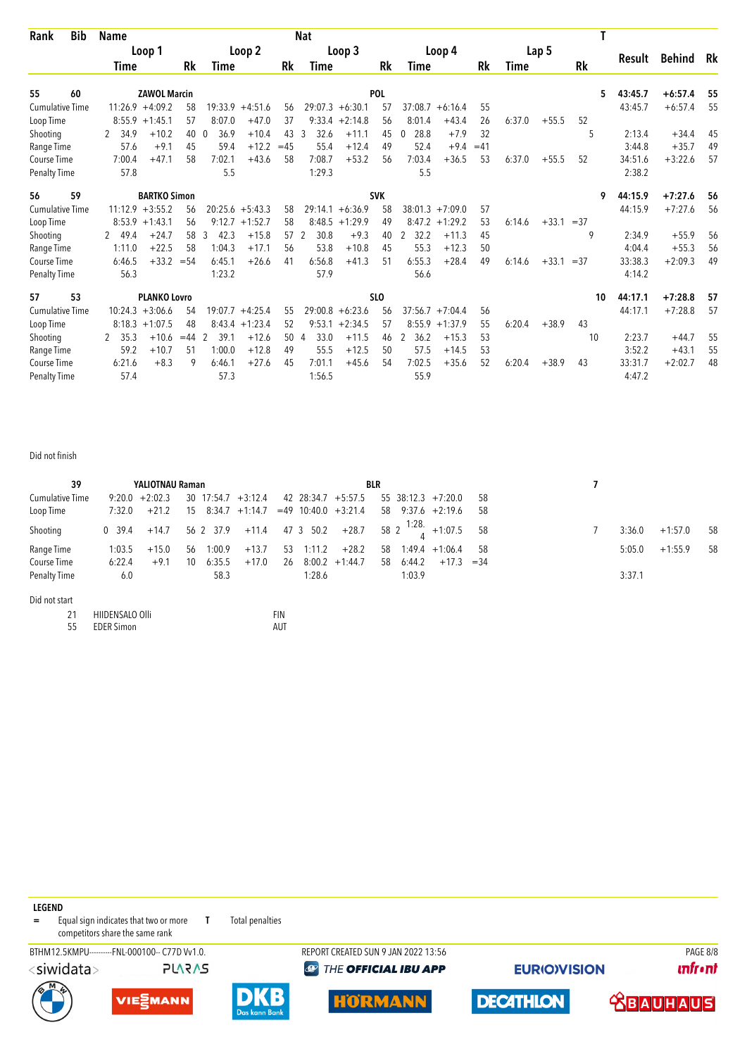| Rank | Bib | Name | | | Nat | | | | | | | | | T | Result | Behind | Rk |
|---|---|---|---|---|---|---|---|---|---|---|---|---|---|---|---|---|---|
| | | Loop 1 | | | Loop 2 | | | Loop 3 | | | Loop 4 | | | Lap 5 | | | |
| | | Time | | Rk | Time | | Rk | Time | | Rk | Time | | Rk | Time | | Rk | |
| **55** | **60** | **ZAWOL Marcin** | | | | | | | **POL** | | | | | | **5** | **43:45.7** | **+6:57.4** | **55** |
| Cumulative Time | | 11:26.9 | +4:09.2 | 58 | 19:33.9 | +4:51.6 | 56 | 29:07.3 | +6:30.1 | 57 | 37:08.7 | +6:16.4 | 55 | | | | 43:45.7 | +6:57.4 | 55 |
| Loop Time | | 8:55.9 | +1:45.1 | 57 | 8:07.0 | +47.0 | 37 | 9:33.4 | +2:14.8 | 56 | 8:01.4 | +43.4 | 26 | 6:37.0 | +55.5 | 52 | | | |
| Shooting | | 2 34.9 | +10.2 | 40 | 0 36.9 | +10.4 | 43 | 3 32.6 | +11.1 | 45 | 0 28.8 | +7.9 | 32 | | | 5 | 2:13.4 | +34.4 | 45 |
| Range Time | | 57.6 | +9.1 | 45 | 59.4 | +12.2 | =45 | 55.4 | +12.4 | 49 | 52.4 | +9.4 | =41 | | | | 3:44.8 | +35.7 | 49 |
| Course Time | | 7:00.4 | +47.1 | 58 | 7:02.1 | +43.6 | 58 | 7:08.7 | +53.2 | 56 | 7:03.4 | +36.5 | 53 | 6:37.0 | +55.5 | 52 | 34:51.6 | +3:22.6 | 57 |
| Penalty Time | | 57.8 | | | 5.5 | | | 1:29.3 | | | 5.5 | | | | | | 2:38.2 | | |
| **56** | **59** | **BARTKO Simon** | | | | | | | **SVK** | | | | | | **9** | **44:15.9** | **+7:27.6** | **56** |
| Cumulative Time | | 11:12.9 | +3:55.2 | 56 | 20:25.6 | +5:43.3 | 58 | 29:14.1 | +6:36.9 | 58 | 38:01.3 | +7:09.0 | 57 | | | | 44:15.9 | +7:27.6 | 56 |
| Loop Time | | 8:53.9 | +1:43.1 | 56 | 9:12.7 | +1:52.7 | 58 | 8:48.5 | +1:29.9 | 49 | 8:47.2 | +1:29.2 | 53 | 6:14.6 | +33.1 | =37 | | | |
| Shooting | | 2 49.4 | +24.7 | 58 | 3 42.3 | +15.8 | 57 | 2 30.8 | +9.3 | 40 | 2 32.2 | +11.3 | 45 | | | 9 | 2:34.9 | +55.9 | 56 |
| Range Time | | 1:11.0 | +22.5 | 58 | 1:04.3 | +17.1 | 56 | 53.8 | +10.8 | 45 | 55.3 | +12.3 | 50 | | | | 4:04.4 | +55.3 | 56 |
| Course Time | | 6:46.5 | +33.2 | =54 | 6:45.1 | +26.6 | 41 | 6:56.8 | +41.3 | 51 | 6:55.3 | +28.4 | 49 | 6:14.6 | +33.1 | =37 | 33:38.3 | +2:09.3 | 49 |
| Penalty Time | | 56.3 | | | 1:23.2 | | | 57.9 | | | 56.6 | | | | | | 4:14.2 | | |
| **57** | **53** | **PLANKO Lovro** | | | | | | | **SLO** | | | | | | **10** | **44:17.1** | **+7:28.8** | **57** |
| Cumulative Time | | 10:24.3 | +3:06.6 | 54 | 19:07.7 | +4:25.4 | 55 | 29:00.8 | +6:23.6 | 56 | 37:56.7 | +7:04.4 | 56 | | | | 44:17.1 | +7:28.8 | 57 |
| Loop Time | | 8:18.3 | +1:07.5 | 48 | 8:43.4 | +1:23.4 | 52 | 9:53.1 | +2:34.5 | 57 | 8:55.9 | +1:37.9 | 55 | 6:20.4 | +38.9 | 43 | | | |
| Shooting | | 2 35.3 | +10.6 | =44 | 2 39.1 | +12.6 | 50 | 4 33.0 | +11.5 | 46 | 2 36.2 | +15.3 | 53 | | | 10 | 2:23.7 | +44.7 | 55 |
| Range Time | | 59.2 | +10.7 | 51 | 1:00.0 | +12.8 | 49 | 55.5 | +12.5 | 50 | 57.5 | +14.5 | 53 | | | | 3:52.2 | +43.1 | 55 |
| Course Time | | 6:21.6 | +8.3 | 9 | 6:46.1 | +27.6 | 45 | 7:01.1 | +45.6 | 54 | 7:02.5 | +35.6 | 52 | 6:20.4 | +38.9 | 43 | 33:31.7 | +2:02.7 | 48 |
| Penalty Time | | 57.4 | | | 57.3 | | | 1:56.5 | | | 55.9 | | | | | | 4:47.2 | | |

Did not finish

| | | | | | | | | | | | | | | | | | | |
|---|---|---|---|---|---|---|---|---|---|---|---|---|---|---|---|---|---|---|
| | **39** | **YALIOTNAU Raman** | | | | | | | **BLR** | | | | | | **7** | | | |
| Cumulative Time | | 9:20.0 | +2:02.3 | 30 | 17:54.7 | +3:12.4 | 42 | 28:34.7 | +5:57.5 | 55 | 38:12.3 | +7:20.0 | 58 | | | | | | |
| Loop Time | | 7:32.0 | +21.2 | 15 | 8:34.7 | +1:14.7 | =49 | 10:40.0 | +3:21.4 | 58 | 9:37.6 | +2:19.6 | 58 | | | | | | |
| Shooting | | 0 39.4 | +14.7 | 56 | 2 37.9 | +11.4 | 47 | 3 50.2 | +28.7 | 58 | 2 1:28.4 | +1:07.5 | 58 | | | 7 | 3:36.0 | +1:57.0 | 58 |
| Range Time | | 1:03.5 | +15.0 | 56 | 1:00.9 | +13.7 | 53 | 1:11.2 | +28.2 | 58 | 1:49.4 | +1:06.4 | 58 | | | | 5:05.0 | +1:55.9 | 58 |
| Course Time | | 6:22.4 | +9.1 | 10 | 6:35.5 | +17.0 | 26 | 8:00.2 | +1:44.7 | 58 | 6:44.2 | +17.3 | =34 | | | | | | |
| Penalty Time | | 6.0 | | | 58.3 | | | 1:28.6 | | | 1:03.9 | | | | | | 3:37.1 | | |

Did not start

| | | |
|---|---|---|
| 21 | HIIDENSALO Olli | FIN |
| 55 | EDER Simon | AUT |

**LEGEND**

= Equal sign indicates that two or more competitors share the same rank

T Total penalties

BTHM12.5KMPU----------FNL-000100-- C77D Vv1.0. REPORT CREATED SUN 9 JAN 2022 13:56